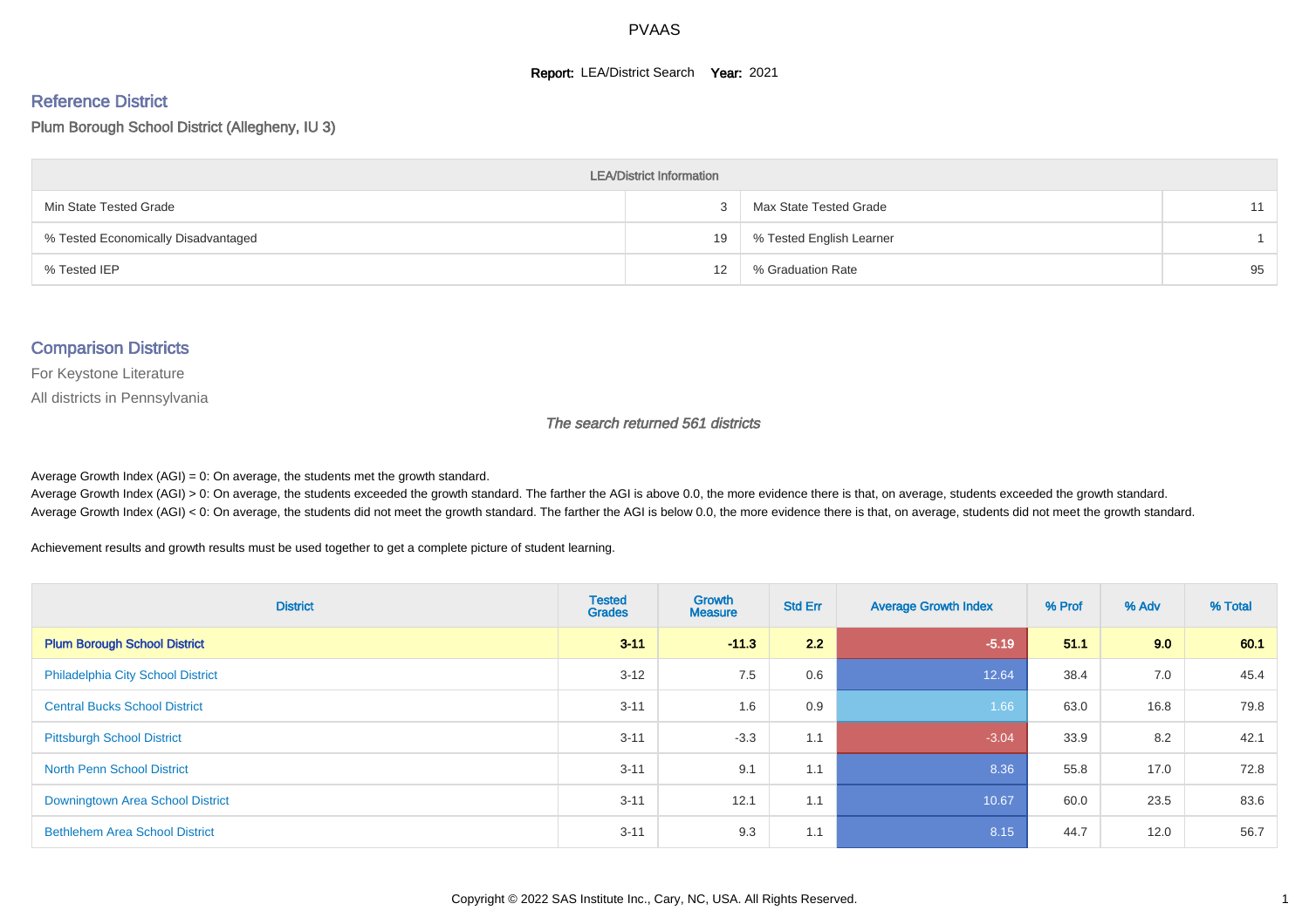# PVAAS

**Report:** LEA/District Search **Year:** 2021

## Reference District

Plum Borough School District (Allegheny, IU 3)

| LEA/District Information | | | |
|---|---|---|---|
| Min State Tested Grade | 3 | Max State Tested Grade | 11 |
| % Tested Economically Disadvantaged | 19 | % Tested English Learner | 1 |
| % Tested IEP | 12 | % Graduation Rate | 95 |

## Comparison Districts

For Keystone Literature

All districts in Pennsylvania

*The search returned 561 districts*

Average Growth Index (AGI) = 0: On average, the students met the growth standard.
Average Growth Index (AGI) > 0: On average, the students exceeded the growth standard. The farther the AGI is above 0.0, the more evidence there is that, on average, students exceeded the growth standard.
Average Growth Index (AGI) < 0: On average, the students did not meet the growth standard. The farther the AGI is below 0.0, the more evidence there is that, on average, students did not meet the growth standard.

Achievement results and growth results must be used together to get a complete picture of student learning.

| District | Tested Grades | Growth Measure | Std Err | Average Growth Index | % Prof | % Adv | % Total |
|---|---|---|---|---|---|---|---|
| **Plum Borough School District** | **3-11** | **-11.3** | **2.2** | **-5.19** | **51.1** | **9.0** | **60.1** |
| Philadelphia City School District | 3-12 | 7.5 | 0.6 | 12.64 | 38.4 | 7.0 | 45.4 |
| Central Bucks School District | 3-11 | 1.6 | 0.9 | 1.66 | 63.0 | 16.8 | 79.8 |
| Pittsburgh School District | 3-11 | -3.3 | 1.1 | -3.04 | 33.9 | 8.2 | 42.1 |
| North Penn School District | 3-11 | 9.1 | 1.1 | 8.36 | 55.8 | 17.0 | 72.8 |
| Downingtown Area School District | 3-11 | 12.1 | 1.1 | 10.67 | 60.0 | 23.5 | 83.6 |
| Bethlehem Area School District | 3-11 | 9.3 | 1.1 | 8.15 | 44.7 | 12.0 | 56.7 |

Copyright © 2022 SAS Institute Inc., Cary, NC, USA. All Rights Reserved.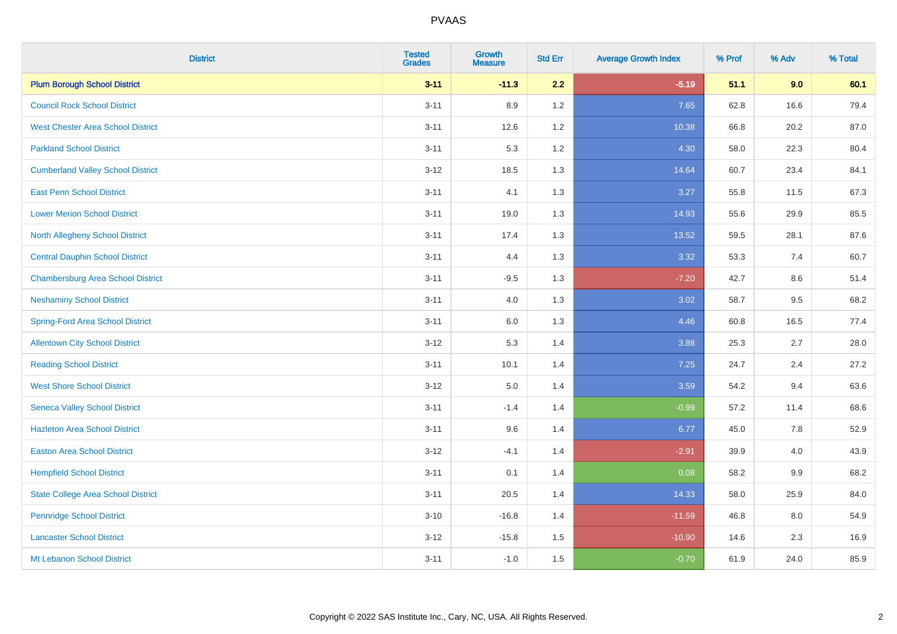| District | Tested Grades | Growth Measure | Std Err | Average Growth Index | % Prof | % Adv | % Total |
|---|---|---|---|---|---|---|---|
| **Plum Borough School District** | **3-11** | **-11.3** | **2.2** | **-5.19** | **51.1** | **9.0** | **60.1** |
| Council Rock School District | 3-11 | 8.9 | 1.2 | 7.65 | 62.8 | 16.6 | 79.4 |
| West Chester Area School District | 3-11 | 12.6 | 1.2 | 10.38 | 66.8 | 20.2 | 87.0 |
| Parkland School District | 3-11 | 5.3 | 1.2 | 4.30 | 58.0 | 22.3 | 80.4 |
| Cumberland Valley School District | 3-12 | 18.5 | 1.3 | 14.64 | 60.7 | 23.4 | 84.1 |
| East Penn School District | 3-11 | 4.1 | 1.3 | 3.27 | 55.8 | 11.5 | 67.3 |
| Lower Merion School District | 3-11 | 19.0 | 1.3 | 14.93 | 55.6 | 29.9 | 85.5 |
| North Allegheny School District | 3-11 | 17.4 | 1.3 | 13.52 | 59.5 | 28.1 | 87.6 |
| Central Dauphin School District | 3-11 | 4.4 | 1.3 | 3.32 | 53.3 | 7.4 | 60.7 |
| Chambersburg Area School District | 3-11 | -9.5 | 1.3 | -7.20 | 42.7 | 8.6 | 51.4 |
| Neshaminy School District | 3-11 | 4.0 | 1.3 | 3.02 | 58.7 | 9.5 | 68.2 |
| Spring-Ford Area School District | 3-11 | 6.0 | 1.3 | 4.46 | 60.8 | 16.5 | 77.4 |
| Allentown City School District | 3-12 | 5.3 | 1.4 | 3.88 | 25.3 | 2.7 | 28.0 |
| Reading School District | 3-11 | 10.1 | 1.4 | 7.25 | 24.7 | 2.4 | 27.2 |
| West Shore School District | 3-12 | 5.0 | 1.4 | 3.59 | 54.2 | 9.4 | 63.6 |
| Seneca Valley School District | 3-11 | -1.4 | 1.4 | -0.99 | 57.2 | 11.4 | 68.6 |
| Hazleton Area School District | 3-11 | 9.6 | 1.4 | 6.77 | 45.0 | 7.8 | 52.9 |
| Easton Area School District | 3-12 | -4.1 | 1.4 | -2.91 | 39.9 | 4.0 | 43.9 |
| Hempfield School District | 3-11 | 0.1 | 1.4 | 0.08 | 58.2 | 9.9 | 68.2 |
| State College Area School District | 3-11 | 20.5 | 1.4 | 14.33 | 58.0 | 25.9 | 84.0 |
| Pennridge School District | 3-10 | -16.8 | 1.4 | -11.59 | 46.8 | 8.0 | 54.9 |
| Lancaster School District | 3-12 | -15.8 | 1.5 | -10.90 | 14.6 | 2.3 | 16.9 |
| Mt Lebanon School District | 3-11 | -1.0 | 1.5 | -0.70 | 61.9 | 24.0 | 85.9 |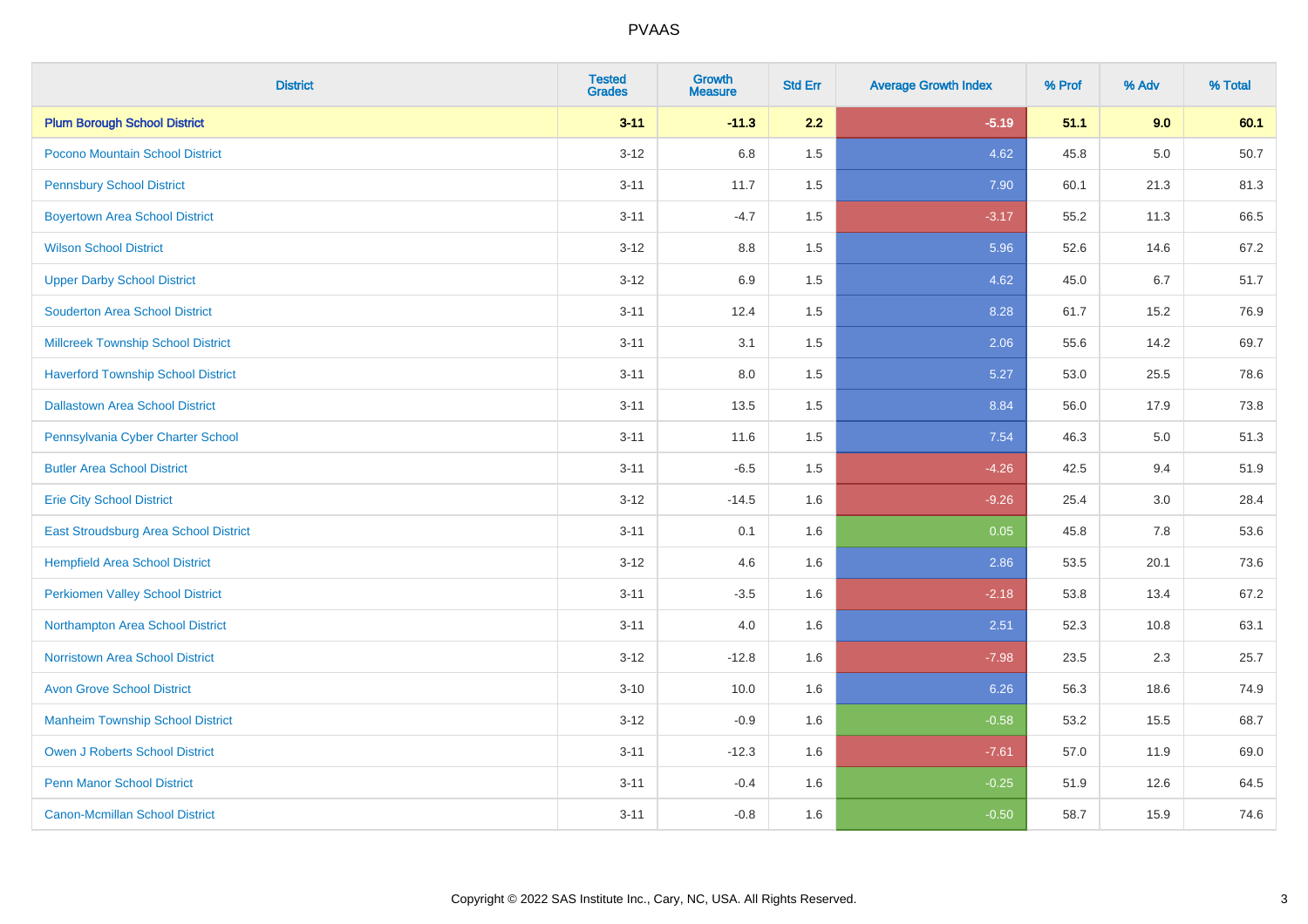# PVAAS

| District | Tested Grades | Growth Measure | Std Err | Average Growth Index | % Prof | % Adv | % Total |
|---|---|---|---|---|---|---|---|
| **Plum Borough School District** | **3-11** | **-11.3** | **2.2** | **-5.19** | **51.1** | **9.0** | **60.1** |
| Pocono Mountain School District | 3-12 | 6.8 | 1.5 | 4.62 | 45.8 | 5.0 | 50.7 |
| Pennsbury School District | 3-11 | 11.7 | 1.5 | 7.90 | 60.1 | 21.3 | 81.3 |
| Boyertown Area School District | 3-11 | -4.7 | 1.5 | -3.17 | 55.2 | 11.3 | 66.5 |
| Wilson School District | 3-12 | 8.8 | 1.5 | 5.96 | 52.6 | 14.6 | 67.2 |
| Upper Darby School District | 3-12 | 6.9 | 1.5 | 4.62 | 45.0 | 6.7 | 51.7 |
| Souderton Area School District | 3-11 | 12.4 | 1.5 | 8.28 | 61.7 | 15.2 | 76.9 |
| Millcreek Township School District | 3-11 | 3.1 | 1.5 | 2.06 | 55.6 | 14.2 | 69.7 |
| Haverford Township School District | 3-11 | 8.0 | 1.5 | 5.27 | 53.0 | 25.5 | 78.6 |
| Dallastown Area School District | 3-11 | 13.5 | 1.5 | 8.84 | 56.0 | 17.9 | 73.8 |
| Pennsylvania Cyber Charter School | 3-11 | 11.6 | 1.5 | 7.54 | 46.3 | 5.0 | 51.3 |
| Butler Area School District | 3-11 | -6.5 | 1.5 | -4.26 | 42.5 | 9.4 | 51.9 |
| Erie City School District | 3-12 | -14.5 | 1.6 | -9.26 | 25.4 | 3.0 | 28.4 |
| East Stroudsburg Area School District | 3-11 | 0.1 | 1.6 | 0.05 | 45.8 | 7.8 | 53.6 |
| Hempfield Area School District | 3-12 | 4.6 | 1.6 | 2.86 | 53.5 | 20.1 | 73.6 |
| Perkiomen Valley School District | 3-11 | -3.5 | 1.6 | -2.18 | 53.8 | 13.4 | 67.2 |
| Northampton Area School District | 3-11 | 4.0 | 1.6 | 2.51 | 52.3 | 10.8 | 63.1 |
| Norristown Area School District | 3-12 | -12.8 | 1.6 | -7.98 | 23.5 | 2.3 | 25.7 |
| Avon Grove School District | 3-10 | 10.0 | 1.6 | 6.26 | 56.3 | 18.6 | 74.9 |
| Manheim Township School District | 3-12 | -0.9 | 1.6 | -0.58 | 53.2 | 15.5 | 68.7 |
| Owen J Roberts School District | 3-11 | -12.3 | 1.6 | -7.61 | 57.0 | 11.9 | 69.0 |
| Penn Manor School District | 3-11 | -0.4 | 1.6 | -0.25 | 51.9 | 12.6 | 64.5 |
| Canon-Mcmillan School District | 3-11 | -0.8 | 1.6 | -0.50 | 58.7 | 15.9 | 74.6 |

Copyright © 2022 SAS Institute Inc., Cary, NC, USA. All Rights Reserved.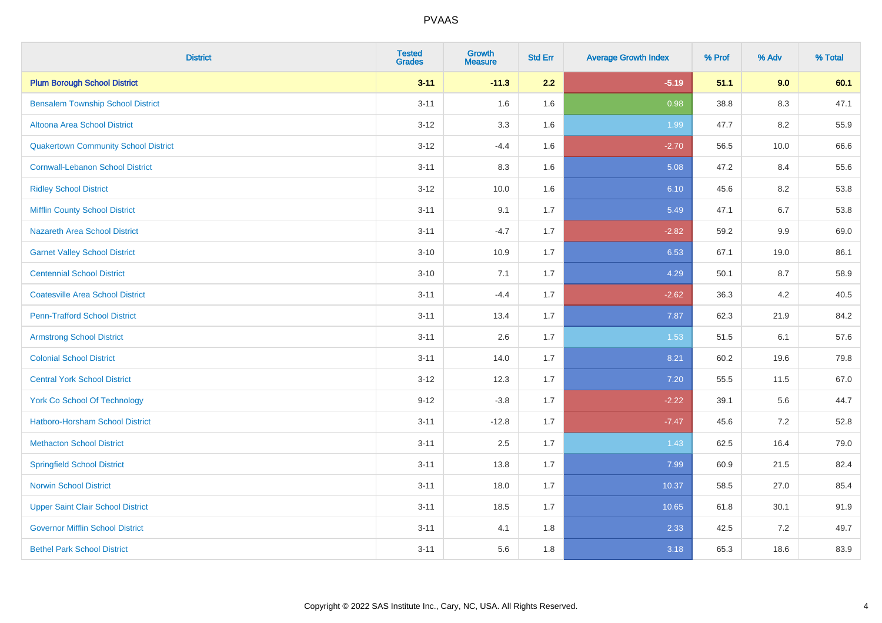# PVAAS

| District | Tested Grades | Growth Measure | Std Err | Average Growth Index | % Prof | % Adv | % Total |
|---|---|---|---|---|---|---|---|
| **Plum Borough School District** | **3-11** | **-11.3** | **2.2** | **-5.19** | **51.1** | **9.0** | **60.1** |
| Bensalem Township School District | 3-11 | 1.6 | 1.6 | 0.98 | 38.8 | 8.3 | 47.1 |
| Altoona Area School District | 3-12 | 3.3 | 1.6 | 1.99 | 47.7 | 8.2 | 55.9 |
| Quakertown Community School District | 3-12 | -4.4 | 1.6 | -2.70 | 56.5 | 10.0 | 66.6 |
| Cornwall-Lebanon School District | 3-11 | 8.3 | 1.6 | 5.08 | 47.2 | 8.4 | 55.6 |
| Ridley School District | 3-12 | 10.0 | 1.6 | 6.10 | 45.6 | 8.2 | 53.8 |
| Mifflin County School District | 3-11 | 9.1 | 1.7 | 5.49 | 47.1 | 6.7 | 53.8 |
| Nazareth Area School District | 3-11 | -4.7 | 1.7 | -2.82 | 59.2 | 9.9 | 69.0 |
| Garnet Valley School District | 3-10 | 10.9 | 1.7 | 6.53 | 67.1 | 19.0 | 86.1 |
| Centennial School District | 3-10 | 7.1 | 1.7 | 4.29 | 50.1 | 8.7 | 58.9 |
| Coatesville Area School District | 3-11 | -4.4 | 1.7 | -2.62 | 36.3 | 4.2 | 40.5 |
| Penn-Trafford School District | 3-11 | 13.4 | 1.7 | 7.87 | 62.3 | 21.9 | 84.2 |
| Armstrong School District | 3-11 | 2.6 | 1.7 | 1.53 | 51.5 | 6.1 | 57.6 |
| Colonial School District | 3-11 | 14.0 | 1.7 | 8.21 | 60.2 | 19.6 | 79.8 |
| Central York School District | 3-12 | 12.3 | 1.7 | 7.20 | 55.5 | 11.5 | 67.0 |
| York Co School Of Technology | 9-12 | -3.8 | 1.7 | -2.22 | 39.1 | 5.6 | 44.7 |
| Hatboro-Horsham School District | 3-11 | -12.8 | 1.7 | -7.47 | 45.6 | 7.2 | 52.8 |
| Methacton School District | 3-11 | 2.5 | 1.7 | 1.43 | 62.5 | 16.4 | 79.0 |
| Springfield School District | 3-11 | 13.8 | 1.7 | 7.99 | 60.9 | 21.5 | 82.4 |
| Norwin School District | 3-11 | 18.0 | 1.7 | 10.37 | 58.5 | 27.0 | 85.4 |
| Upper Saint Clair School District | 3-11 | 18.5 | 1.7 | 10.65 | 61.8 | 30.1 | 91.9 |
| Governor Mifflin School District | 3-11 | 4.1 | 1.8 | 2.33 | 42.5 | 7.2 | 49.7 |
| Bethel Park School District | 3-11 | 5.6 | 1.8 | 3.18 | 65.3 | 18.6 | 83.9 |

Copyright © 2022 SAS Institute Inc., Cary, NC, USA. All Rights Reserved.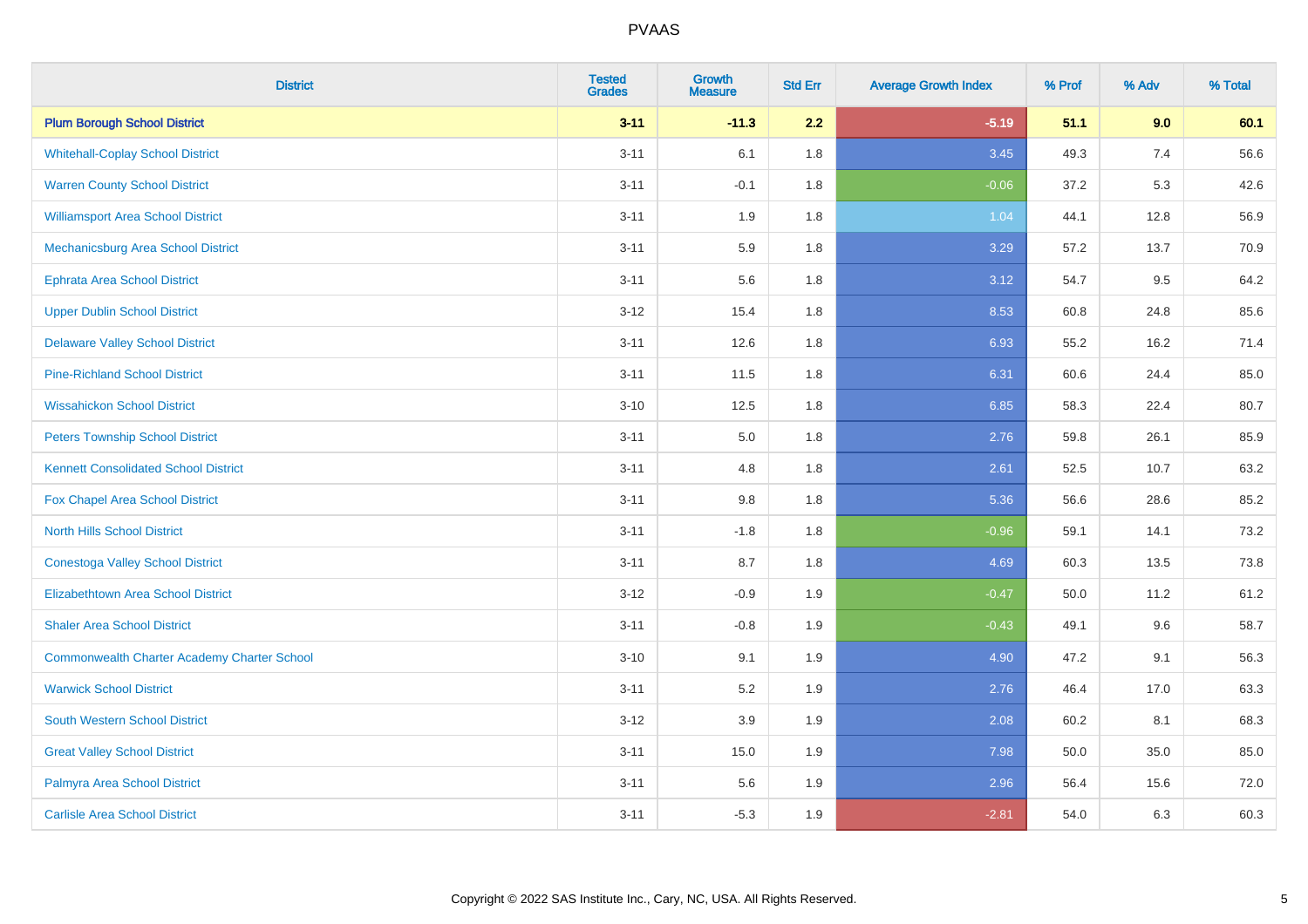# PVAAS

| District | Tested Grades | Growth Measure | Std Err | Average Growth Index | % Prof | % Adv | % Total |
|---|---|---|---|---|---|---|---|
| **Plum Borough School District** | **3-11** | **-11.3** | **2.2** | **-5.19** | **51.1** | **9.0** | **60.1** |
| Whitehall-Coplay School District | 3-11 | 6.1 | 1.8 | 3.45 | 49.3 | 7.4 | 56.6 |
| Warren County School District | 3-11 | -0.1 | 1.8 | -0.06 | 37.2 | 5.3 | 42.6 |
| Williamsport Area School District | 3-11 | 1.9 | 1.8 | 1.04 | 44.1 | 12.8 | 56.9 |
| Mechanicsburg Area School District | 3-11 | 5.9 | 1.8 | 3.29 | 57.2 | 13.7 | 70.9 |
| Ephrata Area School District | 3-11 | 5.6 | 1.8 | 3.12 | 54.7 | 9.5 | 64.2 |
| Upper Dublin School District | 3-12 | 15.4 | 1.8 | 8.53 | 60.8 | 24.8 | 85.6 |
| Delaware Valley School District | 3-11 | 12.6 | 1.8 | 6.93 | 55.2 | 16.2 | 71.4 |
| Pine-Richland School District | 3-11 | 11.5 | 1.8 | 6.31 | 60.6 | 24.4 | 85.0 |
| Wissahickon School District | 3-10 | 12.5 | 1.8 | 6.85 | 58.3 | 22.4 | 80.7 |
| Peters Township School District | 3-11 | 5.0 | 1.8 | 2.76 | 59.8 | 26.1 | 85.9 |
| Kennett Consolidated School District | 3-11 | 4.8 | 1.8 | 2.61 | 52.5 | 10.7 | 63.2 |
| Fox Chapel Area School District | 3-11 | 9.8 | 1.8 | 5.36 | 56.6 | 28.6 | 85.2 |
| North Hills School District | 3-11 | -1.8 | 1.8 | -0.96 | 59.1 | 14.1 | 73.2 |
| Conestoga Valley School District | 3-11 | 8.7 | 1.8 | 4.69 | 60.3 | 13.5 | 73.8 |
| Elizabethtown Area School District | 3-12 | -0.9 | 1.9 | -0.47 | 50.0 | 11.2 | 61.2 |
| Shaler Area School District | 3-11 | -0.8 | 1.9 | -0.43 | 49.1 | 9.6 | 58.7 |
| Commonwealth Charter Academy Charter School | 3-10 | 9.1 | 1.9 | 4.90 | 47.2 | 9.1 | 56.3 |
| Warwick School District | 3-11 | 5.2 | 1.9 | 2.76 | 46.4 | 17.0 | 63.3 |
| South Western School District | 3-12 | 3.9 | 1.9 | 2.08 | 60.2 | 8.1 | 68.3 |
| Great Valley School District | 3-11 | 15.0 | 1.9 | 7.98 | 50.0 | 35.0 | 85.0 |
| Palmyra Area School District | 3-11 | 5.6 | 1.9 | 2.96 | 56.4 | 15.6 | 72.0 |
| Carlisle Area School District | 3-11 | -5.3 | 1.9 | -2.81 | 54.0 | 6.3 | 60.3 |

Copyright © 2022 SAS Institute Inc., Cary, NC, USA. All Rights Reserved.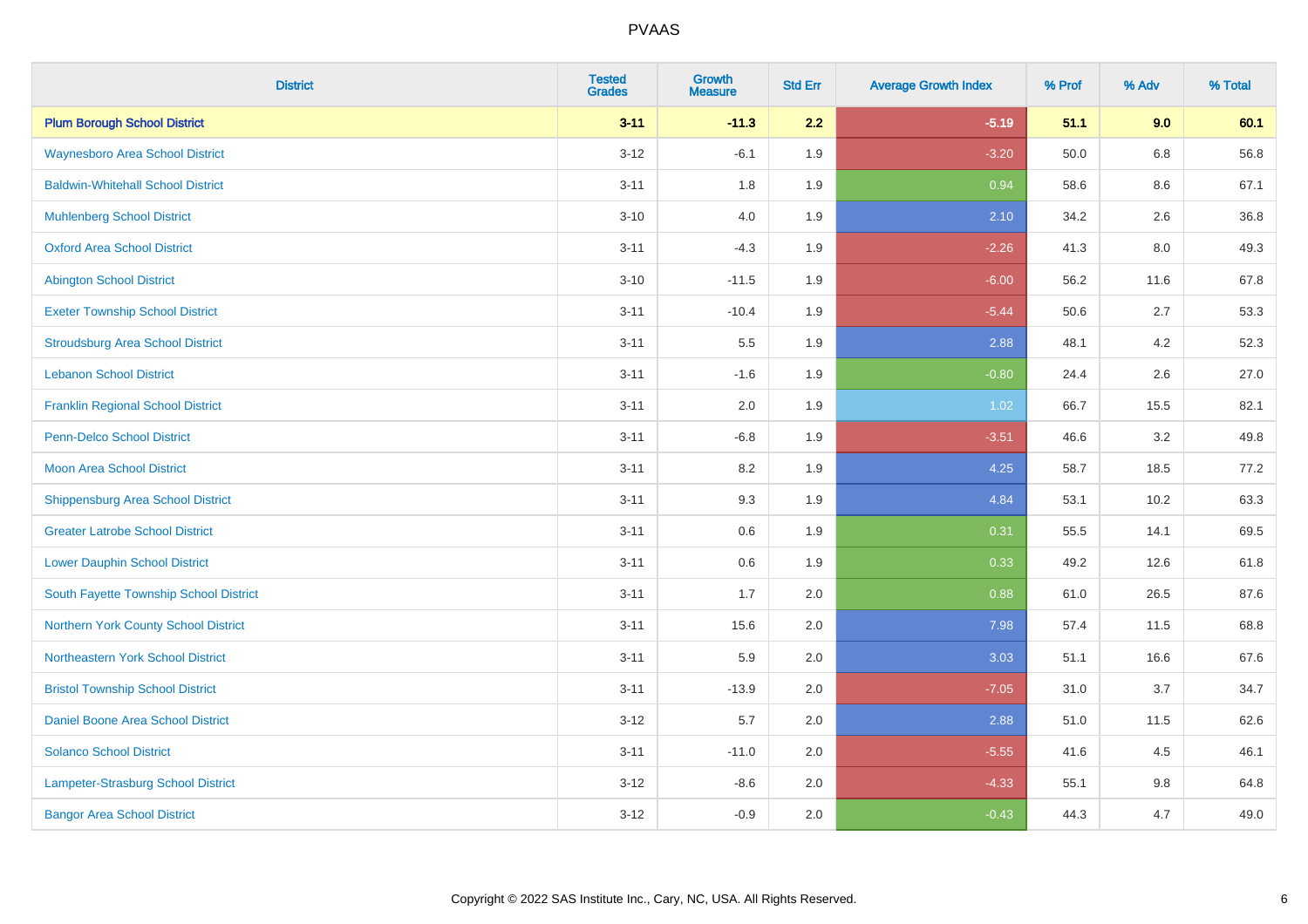| District | Tested Grades | Growth Measure | Std Err | Average Growth Index | % Prof | % Adv | % Total |
|---|---|---|---|---|---|---|---|
| **Plum Borough School District** | **3-11** | **-11.3** | **2.2** | **-5.19** | **51.1** | **9.0** | **60.1** |
| Waynesboro Area School District | 3-12 | -6.1 | 1.9 | -3.20 | 50.0 | 6.8 | 56.8 |
| Baldwin-Whitehall School District | 3-11 | 1.8 | 1.9 | 0.94 | 58.6 | 8.6 | 67.1 |
| Muhlenberg School District | 3-10 | 4.0 | 1.9 | 2.10 | 34.2 | 2.6 | 36.8 |
| Oxford Area School District | 3-11 | -4.3 | 1.9 | -2.26 | 41.3 | 8.0 | 49.3 |
| Abington School District | 3-10 | -11.5 | 1.9 | -6.00 | 56.2 | 11.6 | 67.8 |
| Exeter Township School District | 3-11 | -10.4 | 1.9 | -5.44 | 50.6 | 2.7 | 53.3 |
| Stroudsburg Area School District | 3-11 | 5.5 | 1.9 | 2.88 | 48.1 | 4.2 | 52.3 |
| Lebanon School District | 3-11 | -1.6 | 1.9 | -0.80 | 24.4 | 2.6 | 27.0 |
| Franklin Regional School District | 3-11 | 2.0 | 1.9 | 1.02 | 66.7 | 15.5 | 82.1 |
| Penn-Delco School District | 3-11 | -6.8 | 1.9 | -3.51 | 46.6 | 3.2 | 49.8 |
| Moon Area School District | 3-11 | 8.2 | 1.9 | 4.25 | 58.7 | 18.5 | 77.2 |
| Shippensburg Area School District | 3-11 | 9.3 | 1.9 | 4.84 | 53.1 | 10.2 | 63.3 |
| Greater Latrobe School District | 3-11 | 0.6 | 1.9 | 0.31 | 55.5 | 14.1 | 69.5 |
| Lower Dauphin School District | 3-11 | 0.6 | 1.9 | 0.33 | 49.2 | 12.6 | 61.8 |
| South Fayette Township School District | 3-11 | 1.7 | 2.0 | 0.88 | 61.0 | 26.5 | 87.6 |
| Northern York County School District | 3-11 | 15.6 | 2.0 | 7.98 | 57.4 | 11.5 | 68.8 |
| Northeastern York School District | 3-11 | 5.9 | 2.0 | 3.03 | 51.1 | 16.6 | 67.6 |
| Bristol Township School District | 3-11 | -13.9 | 2.0 | -7.05 | 31.0 | 3.7 | 34.7 |
| Daniel Boone Area School District | 3-12 | 5.7 | 2.0 | 2.88 | 51.0 | 11.5 | 62.6 |
| Solanco School District | 3-11 | -11.0 | 2.0 | -5.55 | 41.6 | 4.5 | 46.1 |
| Lampeter-Strasburg School District | 3-12 | -8.6 | 2.0 | -4.33 | 55.1 | 9.8 | 64.8 |
| Bangor Area School District | 3-12 | -0.9 | 2.0 | -0.43 | 44.3 | 4.7 | 49.0 |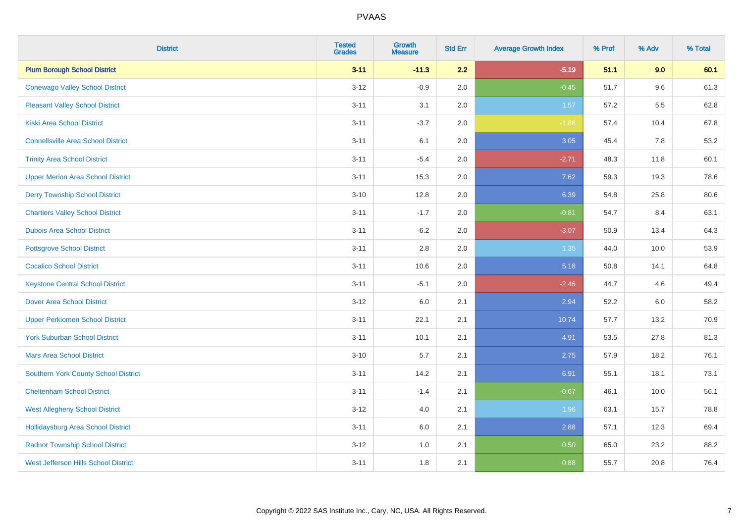| District | Tested Grades | Growth Measure | Std Err | Average Growth Index | % Prof | % Adv | % Total |
|---|---|---|---|---|---|---|---|
| **Plum Borough School District** | **3-11** | **-11.3** | **2.2** | **-5.19** | **51.1** | **9.0** | **60.1** |
| Conewago Valley School District | 3-12 | -0.9 | 2.0 | -0.45 | 51.7 | 9.6 | 61.3 |
| Pleasant Valley School District | 3-11 | 3.1 | 2.0 | 1.57 | 57.2 | 5.5 | 62.8 |
| Kiski Area School District | 3-11 | -3.7 | 2.0 | -1.86 | 57.4 | 10.4 | 67.8 |
| Connellsville Area School District | 3-11 | 6.1 | 2.0 | 3.05 | 45.4 | 7.8 | 53.2 |
| Trinity Area School District | 3-11 | -5.4 | 2.0 | -2.71 | 48.3 | 11.8 | 60.1 |
| Upper Merion Area School District | 3-11 | 15.3 | 2.0 | 7.62 | 59.3 | 19.3 | 78.6 |
| Derry Township School District | 3-10 | 12.8 | 2.0 | 6.39 | 54.8 | 25.8 | 80.6 |
| Chartiers Valley School District | 3-11 | -1.7 | 2.0 | -0.81 | 54.7 | 8.4 | 63.1 |
| Dubois Area School District | 3-11 | -6.2 | 2.0 | -3.07 | 50.9 | 13.4 | 64.3 |
| Pottsgrove School District | 3-11 | 2.8 | 2.0 | 1.35 | 44.0 | 10.0 | 53.9 |
| Cocalico School District | 3-11 | 10.6 | 2.0 | 5.18 | 50.8 | 14.1 | 64.8 |
| Keystone Central School District | 3-11 | -5.1 | 2.0 | -2.46 | 44.7 | 4.6 | 49.4 |
| Dover Area School District | 3-12 | 6.0 | 2.1 | 2.94 | 52.2 | 6.0 | 58.2 |
| Upper Perkiomen School District | 3-11 | 22.1 | 2.1 | 10.74 | 57.7 | 13.2 | 70.9 |
| York Suburban School District | 3-11 | 10.1 | 2.1 | 4.91 | 53.5 | 27.8 | 81.3 |
| Mars Area School District | 3-10 | 5.7 | 2.1 | 2.75 | 57.9 | 18.2 | 76.1 |
| Southern York County School District | 3-11 | 14.2 | 2.1 | 6.91 | 55.1 | 18.1 | 73.1 |
| Cheltenham School District | 3-11 | -1.4 | 2.1 | -0.67 | 46.1 | 10.0 | 56.1 |
| West Allegheny School District | 3-12 | 4.0 | 2.1 | 1.96 | 63.1 | 15.7 | 78.8 |
| Hollidaysburg Area School District | 3-11 | 6.0 | 2.1 | 2.88 | 57.1 | 12.3 | 69.4 |
| Radnor Township School District | 3-12 | 1.0 | 2.1 | 0.50 | 65.0 | 23.2 | 88.2 |
| West Jefferson Hills School District | 3-11 | 1.8 | 2.1 | 0.88 | 55.7 | 20.8 | 76.4 |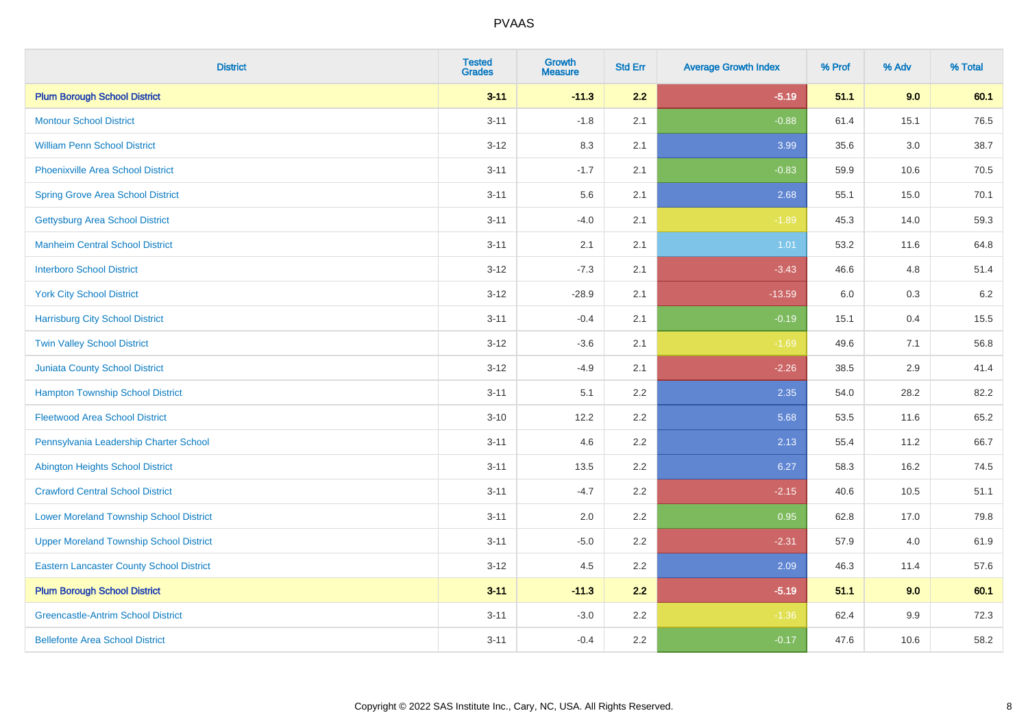| District | Tested Grades | Growth Measure | Std Err | Average Growth Index | % Prof | % Adv | % Total |
|---|---|---|---|---|---|---|---|
| **Plum Borough School District** | **3-11** | **-11.3** | **2.2** | **-5.19** | **51.1** | **9.0** | **60.1** |
| Montour School District | 3-11 | -1.8 | 2.1 | -0.88 | 61.4 | 15.1 | 76.5 |
| William Penn School District | 3-12 | 8.3 | 2.1 | 3.99 | 35.6 | 3.0 | 38.7 |
| Phoenixville Area School District | 3-11 | -1.7 | 2.1 | -0.83 | 59.9 | 10.6 | 70.5 |
| Spring Grove Area School District | 3-11 | 5.6 | 2.1 | 2.68 | 55.1 | 15.0 | 70.1 |
| Gettysburg Area School District | 3-11 | -4.0 | 2.1 | -1.89 | 45.3 | 14.0 | 59.3 |
| Manheim Central School District | 3-11 | 2.1 | 2.1 | 1.01 | 53.2 | 11.6 | 64.8 |
| Interboro School District | 3-12 | -7.3 | 2.1 | -3.43 | 46.6 | 4.8 | 51.4 |
| York City School District | 3-12 | -28.9 | 2.1 | -13.59 | 6.0 | 0.3 | 6.2 |
| Harrisburg City School District | 3-11 | -0.4 | 2.1 | -0.19 | 15.1 | 0.4 | 15.5 |
| Twin Valley School District | 3-12 | -3.6 | 2.1 | -1.69 | 49.6 | 7.1 | 56.8 |
| Juniata County School District | 3-12 | -4.9 | 2.1 | -2.26 | 38.5 | 2.9 | 41.4 |
| Hampton Township School District | 3-11 | 5.1 | 2.2 | 2.35 | 54.0 | 28.2 | 82.2 |
| Fleetwood Area School District | 3-10 | 12.2 | 2.2 | 5.68 | 53.5 | 11.6 | 65.2 |
| Pennsylvania Leadership Charter School | 3-11 | 4.6 | 2.2 | 2.13 | 55.4 | 11.2 | 66.7 |
| Abington Heights School District | 3-11 | 13.5 | 2.2 | 6.27 | 58.3 | 16.2 | 74.5 |
| Crawford Central School District | 3-11 | -4.7 | 2.2 | -2.15 | 40.6 | 10.5 | 51.1 |
| Lower Moreland Township School District | 3-11 | 2.0 | 2.2 | 0.95 | 62.8 | 17.0 | 79.8 |
| Upper Moreland Township School District | 3-11 | -5.0 | 2.2 | -2.31 | 57.9 | 4.0 | 61.9 |
| Eastern Lancaster County School District | 3-12 | 4.5 | 2.2 | 2.09 | 46.3 | 11.4 | 57.6 |
| **Plum Borough School District** | **3-11** | **-11.3** | **2.2** | **-5.19** | **51.1** | **9.0** | **60.1** |
| Greencastle-Antrim School District | 3-11 | -3.0 | 2.2 | -1.36 | 62.4 | 9.9 | 72.3 |
| Bellefonte Area School District | 3-11 | -0.4 | 2.2 | -0.17 | 47.6 | 10.6 | 58.2 |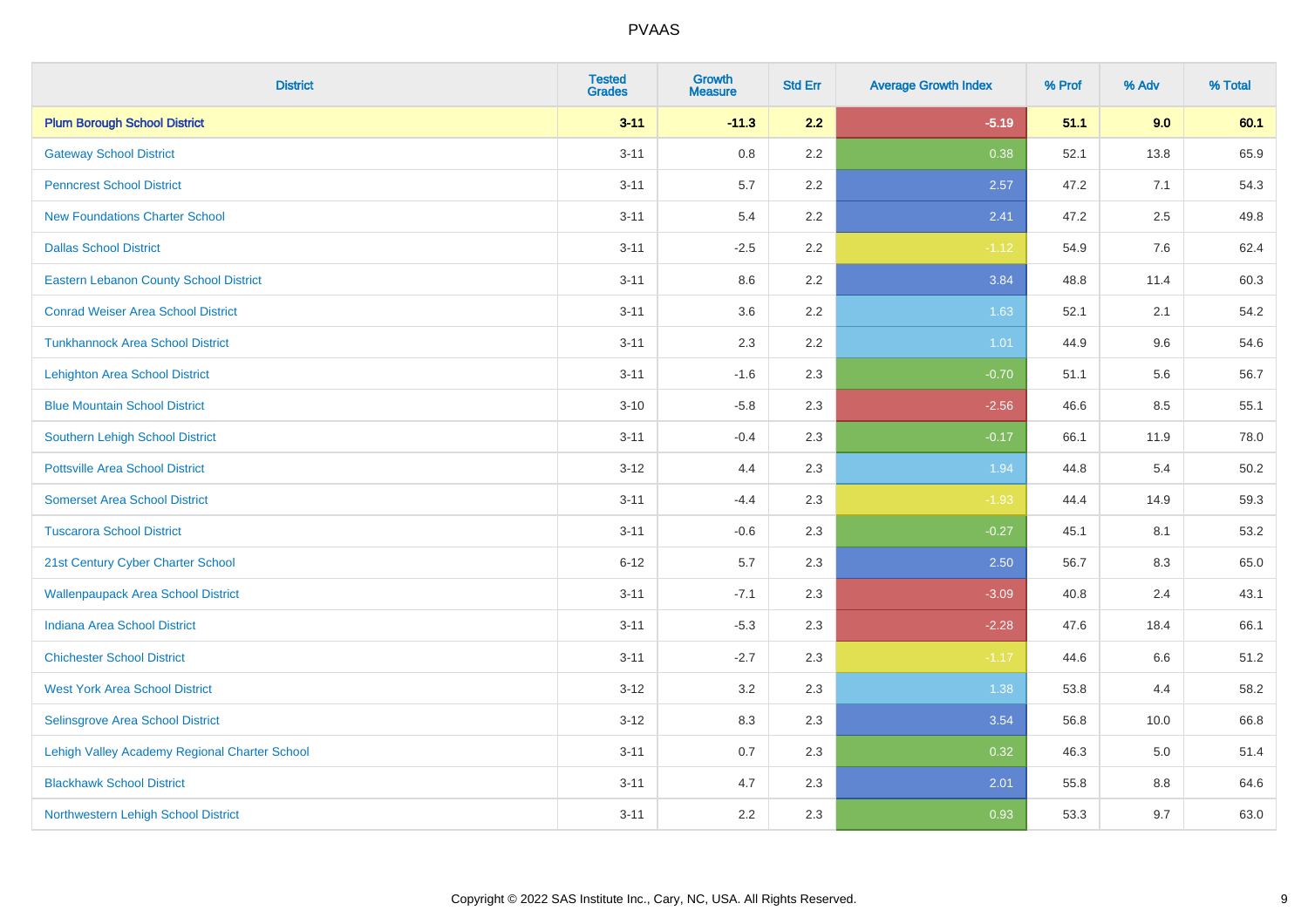PVAAS

| District | Tested Grades | Growth Measure | Std Err | Average Growth Index | % Prof | % Adv | % Total |
|---|---|---|---|---|---|---|---|
| **Plum Borough School District** | **3-11** | **-11.3** | **2.2** | **-5.19** | **51.1** | **9.0** | **60.1** |
| Gateway School District | 3-11 | 0.8 | 2.2 | 0.38 | 52.1 | 13.8 | 65.9 |
| Penncrest School District | 3-11 | 5.7 | 2.2 | 2.57 | 47.2 | 7.1 | 54.3 |
| New Foundations Charter School | 3-11 | 5.4 | 2.2 | 2.41 | 47.2 | 2.5 | 49.8 |
| Dallas School District | 3-11 | -2.5 | 2.2 | -1.12 | 54.9 | 7.6 | 62.4 |
| Eastern Lebanon County School District | 3-11 | 8.6 | 2.2 | 3.84 | 48.8 | 11.4 | 60.3 |
| Conrad Weiser Area School District | 3-11 | 3.6 | 2.2 | 1.63 | 52.1 | 2.1 | 54.2 |
| Tunkhannock Area School District | 3-11 | 2.3 | 2.2 | 1.01 | 44.9 | 9.6 | 54.6 |
| Lehighton Area School District | 3-11 | -1.6 | 2.3 | -0.70 | 51.1 | 5.6 | 56.7 |
| Blue Mountain School District | 3-10 | -5.8 | 2.3 | -2.56 | 46.6 | 8.5 | 55.1 |
| Southern Lehigh School District | 3-11 | -0.4 | 2.3 | -0.17 | 66.1 | 11.9 | 78.0 |
| Pottsville Area School District | 3-12 | 4.4 | 2.3 | 1.94 | 44.8 | 5.4 | 50.2 |
| Somerset Area School District | 3-11 | -4.4 | 2.3 | -1.93 | 44.4 | 14.9 | 59.3 |
| Tuscarora School District | 3-11 | -0.6 | 2.3 | -0.27 | 45.1 | 8.1 | 53.2 |
| 21st Century Cyber Charter School | 6-12 | 5.7 | 2.3 | 2.50 | 56.7 | 8.3 | 65.0 |
| Wallenpaupack Area School District | 3-11 | -7.1 | 2.3 | -3.09 | 40.8 | 2.4 | 43.1 |
| Indiana Area School District | 3-11 | -5.3 | 2.3 | -2.28 | 47.6 | 18.4 | 66.1 |
| Chichester School District | 3-11 | -2.7 | 2.3 | -1.17 | 44.6 | 6.6 | 51.2 |
| West York Area School District | 3-12 | 3.2 | 2.3 | 1.38 | 53.8 | 4.4 | 58.2 |
| Selinsgrove Area School District | 3-12 | 8.3 | 2.3 | 3.54 | 56.8 | 10.0 | 66.8 |
| Lehigh Valley Academy Regional Charter School | 3-11 | 0.7 | 2.3 | 0.32 | 46.3 | 5.0 | 51.4 |
| Blackhawk School District | 3-11 | 4.7 | 2.3 | 2.01 | 55.8 | 8.8 | 64.6 |
| Northwestern Lehigh School District | 3-11 | 2.2 | 2.3 | 0.93 | 53.3 | 9.7 | 63.0 |

Copyright © 2022 SAS Institute Inc., Cary, NC, USA. All Rights Reserved.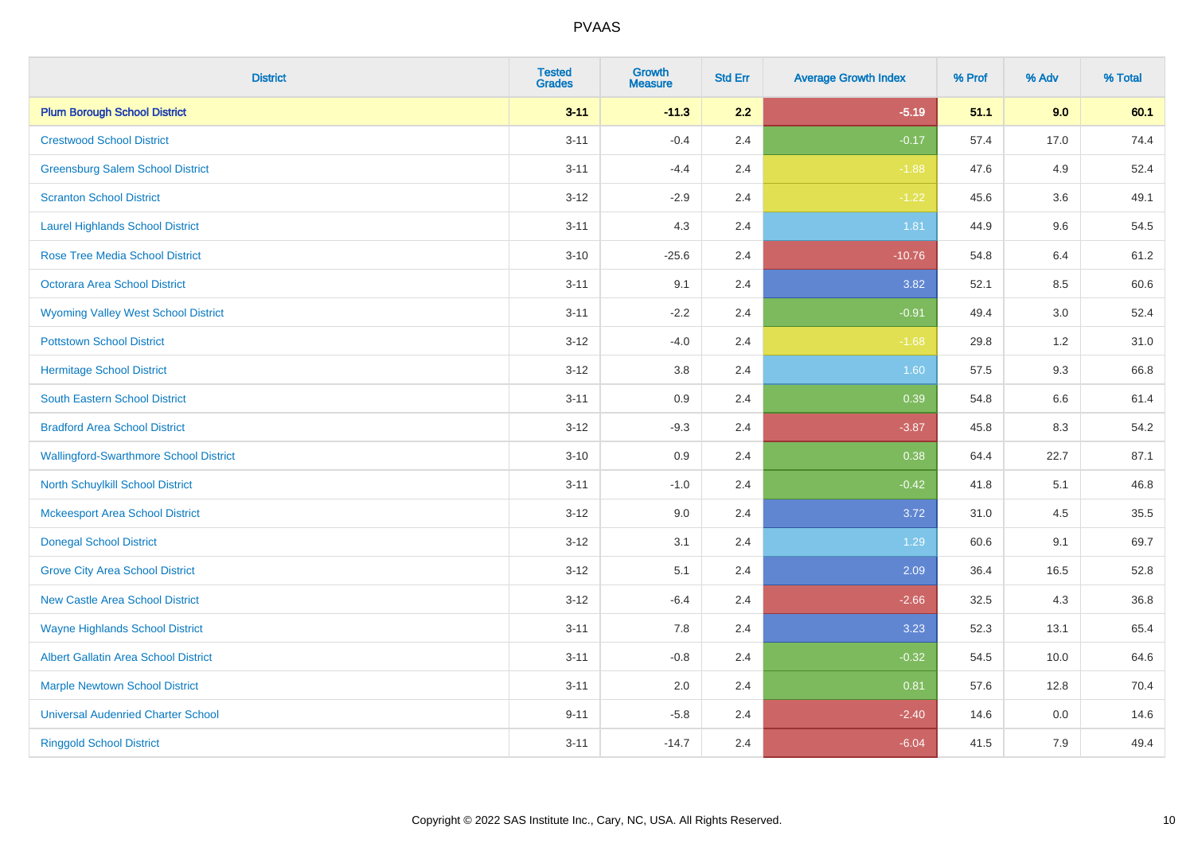# PVAAS

| District | Tested Grades | Growth Measure | Std Err | Average Growth Index | % Prof | % Adv | % Total |
|---|---|---|---|---|---|---|---|
| **Plum Borough School District** | **3-11** | **-11.3** | **2.2** | **-5.19** | **51.1** | **9.0** | **60.1** |
| Crestwood School District | 3-11 | -0.4 | 2.4 | -0.17 | 57.4 | 17.0 | 74.4 |
| Greensburg Salem School District | 3-11 | -4.4 | 2.4 | -1.88 | 47.6 | 4.9 | 52.4 |
| Scranton School District | 3-12 | -2.9 | 2.4 | -1.22 | 45.6 | 3.6 | 49.1 |
| Laurel Highlands School District | 3-11 | 4.3 | 2.4 | 1.81 | 44.9 | 9.6 | 54.5 |
| Rose Tree Media School District | 3-10 | -25.6 | 2.4 | -10.76 | 54.8 | 6.4 | 61.2 |
| Octorara Area School District | 3-11 | 9.1 | 2.4 | 3.82 | 52.1 | 8.5 | 60.6 |
| Wyoming Valley West School District | 3-11 | -2.2 | 2.4 | -0.91 | 49.4 | 3.0 | 52.4 |
| Pottstown School District | 3-12 | -4.0 | 2.4 | -1.68 | 29.8 | 1.2 | 31.0 |
| Hermitage School District | 3-12 | 3.8 | 2.4 | 1.60 | 57.5 | 9.3 | 66.8 |
| South Eastern School District | 3-11 | 0.9 | 2.4 | 0.39 | 54.8 | 6.6 | 61.4 |
| Bradford Area School District | 3-12 | -9.3 | 2.4 | -3.87 | 45.8 | 8.3 | 54.2 |
| Wallingford-Swarthmore School District | 3-10 | 0.9 | 2.4 | 0.38 | 64.4 | 22.7 | 87.1 |
| North Schuylkill School District | 3-11 | -1.0 | 2.4 | -0.42 | 41.8 | 5.1 | 46.8 |
| Mckeesport Area School District | 3-12 | 9.0 | 2.4 | 3.72 | 31.0 | 4.5 | 35.5 |
| Donegal School District | 3-12 | 3.1 | 2.4 | 1.29 | 60.6 | 9.1 | 69.7 |
| Grove City Area School District | 3-12 | 5.1 | 2.4 | 2.09 | 36.4 | 16.5 | 52.8 |
| New Castle Area School District | 3-12 | -6.4 | 2.4 | -2.66 | 32.5 | 4.3 | 36.8 |
| Wayne Highlands School District | 3-11 | 7.8 | 2.4 | 3.23 | 52.3 | 13.1 | 65.4 |
| Albert Gallatin Area School District | 3-11 | -0.8 | 2.4 | -0.32 | 54.5 | 10.0 | 64.6 |
| Marple Newtown School District | 3-11 | 2.0 | 2.4 | 0.81 | 57.6 | 12.8 | 70.4 |
| Universal Audenried Charter School | 9-11 | -5.8 | 2.4 | -2.40 | 14.6 | 0.0 | 14.6 |
| Ringgold School District | 3-11 | -14.7 | 2.4 | -6.04 | 41.5 | 7.9 | 49.4 |

Copyright © 2022 SAS Institute Inc., Cary, NC, USA. All Rights Reserved.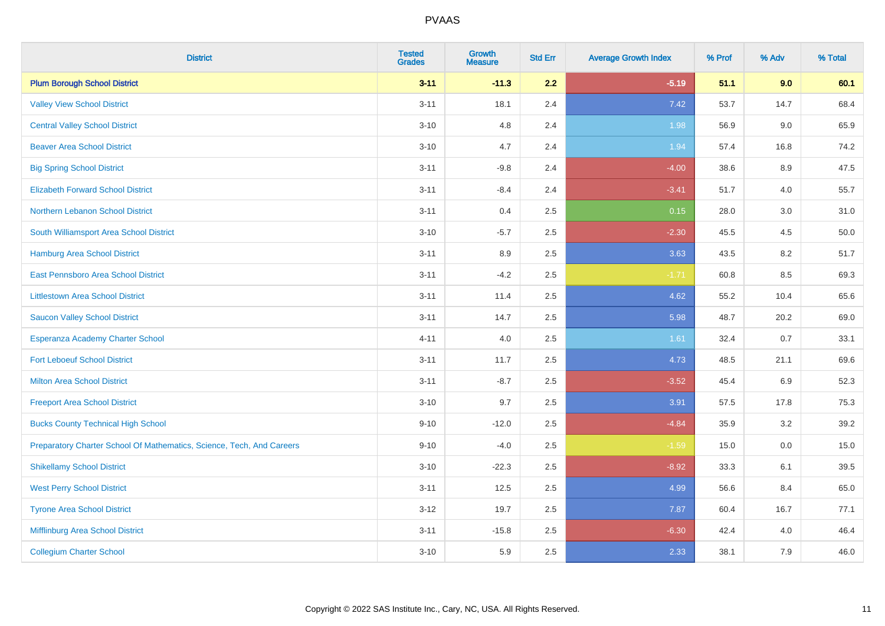# PVAAS

| District | Tested Grades | Growth Measure | Std Err | Average Growth Index | % Prof | % Adv | % Total |
|---|---|---|---|---|---|---|---|
| **Plum Borough School District** | **3-11** | **-11.3** | **2.2** | **-5.19** | **51.1** | **9.0** | **60.1** |
| Valley View School District | 3-11 | 18.1 | 2.4 | 7.42 | 53.7 | 14.7 | 68.4 |
| Central Valley School District | 3-10 | 4.8 | 2.4 | 1.98 | 56.9 | 9.0 | 65.9 |
| Beaver Area School District | 3-10 | 4.7 | 2.4 | 1.94 | 57.4 | 16.8 | 74.2 |
| Big Spring School District | 3-11 | -9.8 | 2.4 | -4.00 | 38.6 | 8.9 | 47.5 |
| Elizabeth Forward School District | 3-11 | -8.4 | 2.4 | -3.41 | 51.7 | 4.0 | 55.7 |
| Northern Lebanon School District | 3-11 | 0.4 | 2.5 | 0.15 | 28.0 | 3.0 | 31.0 |
| South Williamsport Area School District | 3-10 | -5.7 | 2.5 | -2.30 | 45.5 | 4.5 | 50.0 |
| Hamburg Area School District | 3-11 | 8.9 | 2.5 | 3.63 | 43.5 | 8.2 | 51.7 |
| East Pennsboro Area School District | 3-11 | -4.2 | 2.5 | -1.71 | 60.8 | 8.5 | 69.3 |
| Littlestown Area School District | 3-11 | 11.4 | 2.5 | 4.62 | 55.2 | 10.4 | 65.6 |
| Saucon Valley School District | 3-11 | 14.7 | 2.5 | 5.98 | 48.7 | 20.2 | 69.0 |
| Esperanza Academy Charter School | 4-11 | 4.0 | 2.5 | 1.61 | 32.4 | 0.7 | 33.1 |
| Fort Leboeuf School District | 3-11 | 11.7 | 2.5 | 4.73 | 48.5 | 21.1 | 69.6 |
| Milton Area School District | 3-11 | -8.7 | 2.5 | -3.52 | 45.4 | 6.9 | 52.3 |
| Freeport Area School District | 3-10 | 9.7 | 2.5 | 3.91 | 57.5 | 17.8 | 75.3 |
| Bucks County Technical High School | 9-10 | -12.0 | 2.5 | -4.84 | 35.9 | 3.2 | 39.2 |
| Preparatory Charter School Of Mathematics, Science, Tech, And Careers | 9-10 | -4.0 | 2.5 | -1.59 | 15.0 | 0.0 | 15.0 |
| Shikellamy School District | 3-10 | -22.3 | 2.5 | -8.92 | 33.3 | 6.1 | 39.5 |
| West Perry School District | 3-11 | 12.5 | 2.5 | 4.99 | 56.6 | 8.4 | 65.0 |
| Tyrone Area School District | 3-12 | 19.7 | 2.5 | 7.87 | 60.4 | 16.7 | 77.1 |
| Mifflinburg Area School District | 3-11 | -15.8 | 2.5 | -6.30 | 42.4 | 4.0 | 46.4 |
| Collegium Charter School | 3-10 | 5.9 | 2.5 | 2.33 | 38.1 | 7.9 | 46.0 |

Copyright © 2022 SAS Institute Inc., Cary, NC, USA. All Rights Reserved.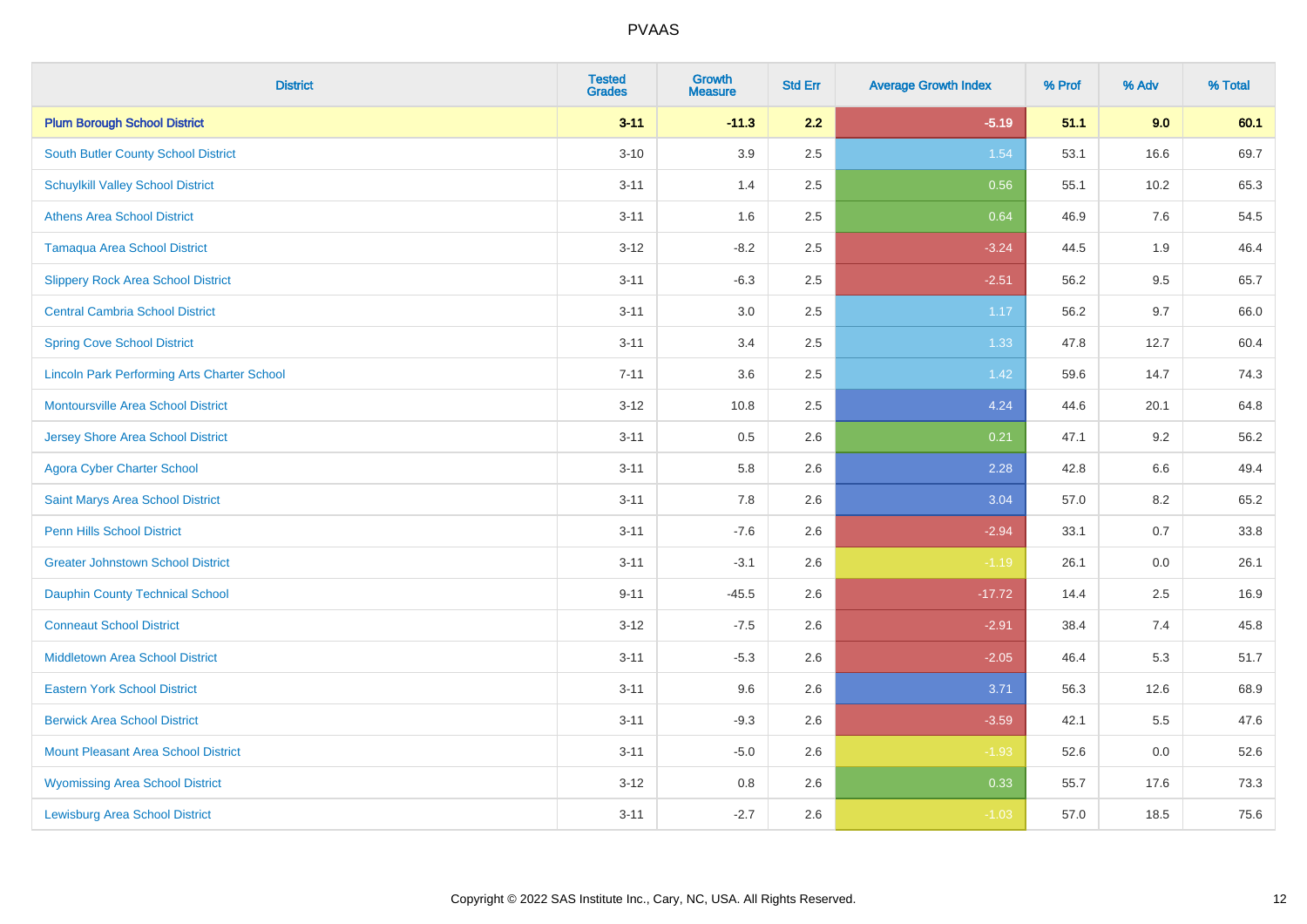# PVAAS

| District | Tested Grades | Growth Measure | Std Err | Average Growth Index | % Prof | % Adv | % Total |
|---|---|---|---|---|---|---|---|
| **Plum Borough School District** | **3-11** | **-11.3** | **2.2** | **-5.19** | **51.1** | **9.0** | **60.1** |
| South Butler County School District | 3-10 | 3.9 | 2.5 | 1.54 | 53.1 | 16.6 | 69.7 |
| Schuylkill Valley School District | 3-11 | 1.4 | 2.5 | 0.56 | 55.1 | 10.2 | 65.3 |
| Athens Area School District | 3-11 | 1.6 | 2.5 | 0.64 | 46.9 | 7.6 | 54.5 |
| Tamaqua Area School District | 3-12 | -8.2 | 2.5 | -3.24 | 44.5 | 1.9 | 46.4 |
| Slippery Rock Area School District | 3-11 | -6.3 | 2.5 | -2.51 | 56.2 | 9.5 | 65.7 |
| Central Cambria School District | 3-11 | 3.0 | 2.5 | 1.17 | 56.2 | 9.7 | 66.0 |
| Spring Cove School District | 3-11 | 3.4 | 2.5 | 1.33 | 47.8 | 12.7 | 60.4 |
| Lincoln Park Performing Arts Charter School | 7-11 | 3.6 | 2.5 | 1.42 | 59.6 | 14.7 | 74.3 |
| Montoursville Area School District | 3-12 | 10.8 | 2.5 | 4.24 | 44.6 | 20.1 | 64.8 |
| Jersey Shore Area School District | 3-11 | 0.5 | 2.6 | 0.21 | 47.1 | 9.2 | 56.2 |
| Agora Cyber Charter School | 3-11 | 5.8 | 2.6 | 2.28 | 42.8 | 6.6 | 49.4 |
| Saint Marys Area School District | 3-11 | 7.8 | 2.6 | 3.04 | 57.0 | 8.2 | 65.2 |
| Penn Hills School District | 3-11 | -7.6 | 2.6 | -2.94 | 33.1 | 0.7 | 33.8 |
| Greater Johnstown School District | 3-11 | -3.1 | 2.6 | -1.19 | 26.1 | 0.0 | 26.1 |
| Dauphin County Technical School | 9-11 | -45.5 | 2.6 | -17.72 | 14.4 | 2.5 | 16.9 |
| Conneaut School District | 3-12 | -7.5 | 2.6 | -2.91 | 38.4 | 7.4 | 45.8 |
| Middletown Area School District | 3-11 | -5.3 | 2.6 | -2.05 | 46.4 | 5.3 | 51.7 |
| Eastern York School District | 3-11 | 9.6 | 2.6 | 3.71 | 56.3 | 12.6 | 68.9 |
| Berwick Area School District | 3-11 | -9.3 | 2.6 | -3.59 | 42.1 | 5.5 | 47.6 |
| Mount Pleasant Area School District | 3-11 | -5.0 | 2.6 | -1.93 | 52.6 | 0.0 | 52.6 |
| Wyomissing Area School District | 3-12 | 0.8 | 2.6 | 0.33 | 55.7 | 17.6 | 73.3 |
| Lewisburg Area School District | 3-11 | -2.7 | 2.6 | -1.03 | 57.0 | 18.5 | 75.6 |

Copyright © 2022 SAS Institute Inc., Cary, NC, USA. All Rights Reserved.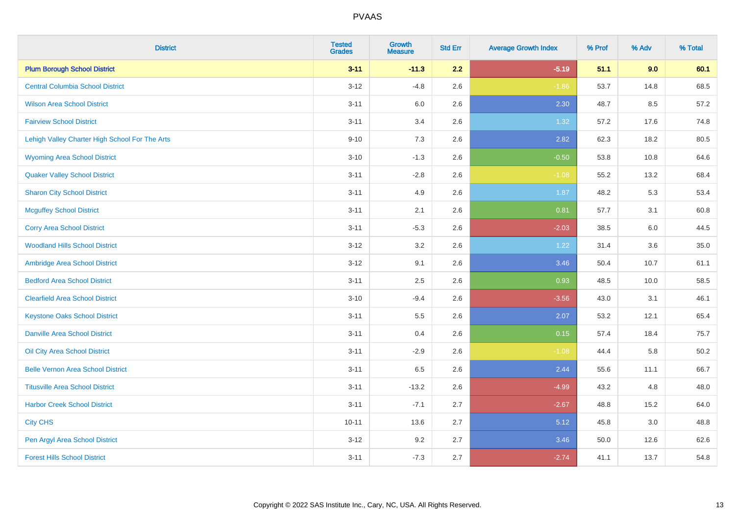# PVAAS

| District | Tested Grades | Growth Measure | Std Err | Average Growth Index | % Prof | % Adv | % Total |
|---|---|---|---|---|---|---|---|
| **Plum Borough School District** | **3-11** | **-11.3** | **2.2** | **-5.19** | **51.1** | **9.0** | **60.1** |
| Central Columbia School District | 3-12 | -4.8 | 2.6 | -1.86 | 53.7 | 14.8 | 68.5 |
| Wilson Area School District | 3-11 | 6.0 | 2.6 | 2.30 | 48.7 | 8.5 | 57.2 |
| Fairview School District | 3-11 | 3.4 | 2.6 | 1.32 | 57.2 | 17.6 | 74.8 |
| Lehigh Valley Charter High School For The Arts | 9-10 | 7.3 | 2.6 | 2.82 | 62.3 | 18.2 | 80.5 |
| Wyoming Area School District | 3-10 | -1.3 | 2.6 | -0.50 | 53.8 | 10.8 | 64.6 |
| Quaker Valley School District | 3-11 | -2.8 | 2.6 | -1.08 | 55.2 | 13.2 | 68.4 |
| Sharon City School District | 3-11 | 4.9 | 2.6 | 1.87 | 48.2 | 5.3 | 53.4 |
| Mcguffey School District | 3-11 | 2.1 | 2.6 | 0.81 | 57.7 | 3.1 | 60.8 |
| Corry Area School District | 3-11 | -5.3 | 2.6 | -2.03 | 38.5 | 6.0 | 44.5 |
| Woodland Hills School District | 3-12 | 3.2 | 2.6 | 1.22 | 31.4 | 3.6 | 35.0 |
| Ambridge Area School District | 3-12 | 9.1 | 2.6 | 3.46 | 50.4 | 10.7 | 61.1 |
| Bedford Area School District | 3-11 | 2.5 | 2.6 | 0.93 | 48.5 | 10.0 | 58.5 |
| Clearfield Area School District | 3-10 | -9.4 | 2.6 | -3.56 | 43.0 | 3.1 | 46.1 |
| Keystone Oaks School District | 3-11 | 5.5 | 2.6 | 2.07 | 53.2 | 12.1 | 65.4 |
| Danville Area School District | 3-11 | 0.4 | 2.6 | 0.15 | 57.4 | 18.4 | 75.7 |
| Oil City Area School District | 3-11 | -2.9 | 2.6 | -1.08 | 44.4 | 5.8 | 50.2 |
| Belle Vernon Area School District | 3-11 | 6.5 | 2.6 | 2.44 | 55.6 | 11.1 | 66.7 |
| Titusville Area School District | 3-11 | -13.2 | 2.6 | -4.99 | 43.2 | 4.8 | 48.0 |
| Harbor Creek School District | 3-11 | -7.1 | 2.7 | -2.67 | 48.8 | 15.2 | 64.0 |
| City CHS | 10-11 | 13.6 | 2.7 | 5.12 | 45.8 | 3.0 | 48.8 |
| Pen Argyl Area School District | 3-12 | 9.2 | 2.7 | 3.46 | 50.0 | 12.6 | 62.6 |
| Forest Hills School District | 3-11 | -7.3 | 2.7 | -2.74 | 41.1 | 13.7 | 54.8 |

Copyright © 2022 SAS Institute Inc., Cary, NC, USA. All Rights Reserved.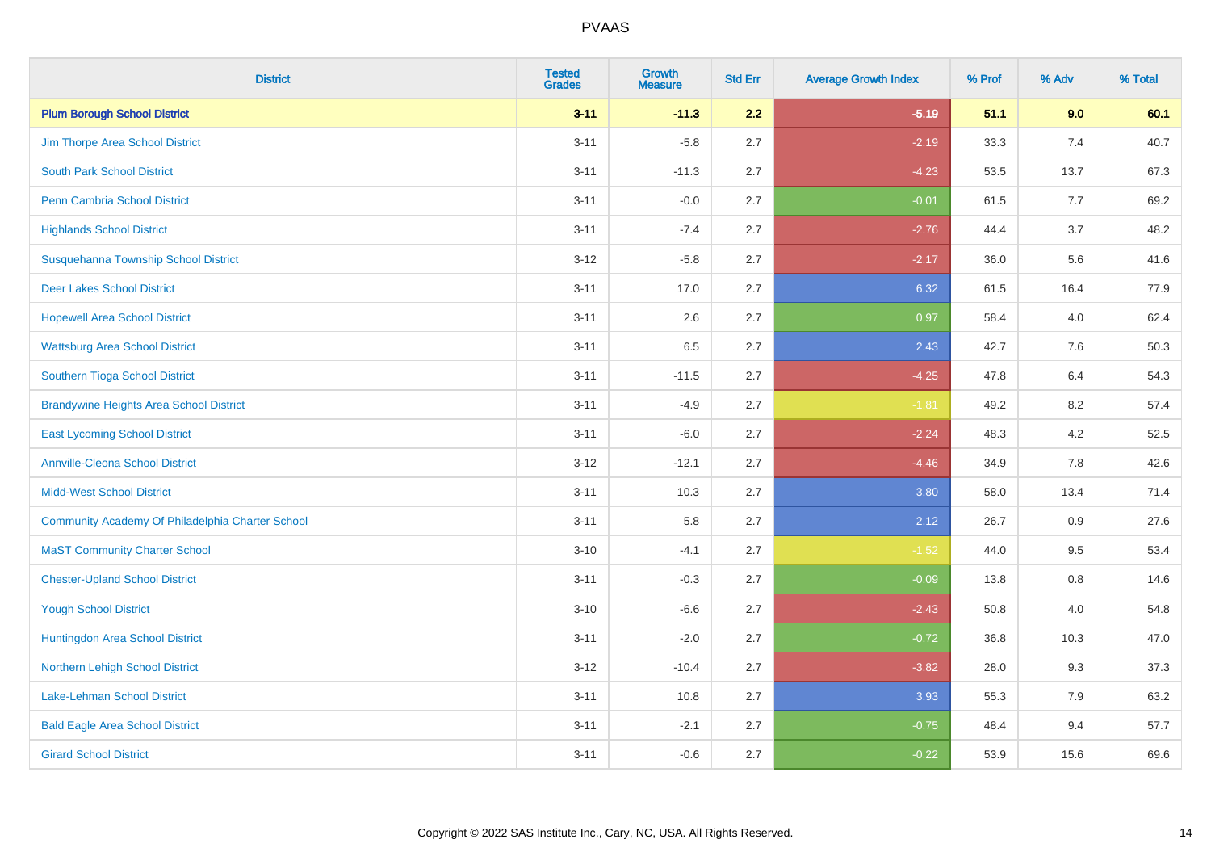| District | Tested Grades | Growth Measure | Std Err | Average Growth Index | % Prof | % Adv | % Total |
|---|---|---|---|---|---|---|---|
| **Plum Borough School District** | **3-11** | **-11.3** | **2.2** | **-5.19** | **51.1** | **9.0** | **60.1** |
| Jim Thorpe Area School District | 3-11 | -5.8 | 2.7 | -2.19 | 33.3 | 7.4 | 40.7 |
| South Park School District | 3-11 | -11.3 | 2.7 | -4.23 | 53.5 | 13.7 | 67.3 |
| Penn Cambria School District | 3-11 | -0.0 | 2.7 | -0.01 | 61.5 | 7.7 | 69.2 |
| Highlands School District | 3-11 | -7.4 | 2.7 | -2.76 | 44.4 | 3.7 | 48.2 |
| Susquehanna Township School District | 3-12 | -5.8 | 2.7 | -2.17 | 36.0 | 5.6 | 41.6 |
| Deer Lakes School District | 3-11 | 17.0 | 2.7 | 6.32 | 61.5 | 16.4 | 77.9 |
| Hopewell Area School District | 3-11 | 2.6 | 2.7 | 0.97 | 58.4 | 4.0 | 62.4 |
| Wattsburg Area School District | 3-11 | 6.5 | 2.7 | 2.43 | 42.7 | 7.6 | 50.3 |
| Southern Tioga School District | 3-11 | -11.5 | 2.7 | -4.25 | 47.8 | 6.4 | 54.3 |
| Brandywine Heights Area School District | 3-11 | -4.9 | 2.7 | -1.81 | 49.2 | 8.2 | 57.4 |
| East Lycoming School District | 3-11 | -6.0 | 2.7 | -2.24 | 48.3 | 4.2 | 52.5 |
| Annville-Cleona School District | 3-12 | -12.1 | 2.7 | -4.46 | 34.9 | 7.8 | 42.6 |
| Midd-West School District | 3-11 | 10.3 | 2.7 | 3.80 | 58.0 | 13.4 | 71.4 |
| Community Academy Of Philadelphia Charter School | 3-11 | 5.8 | 2.7 | 2.12 | 26.7 | 0.9 | 27.6 |
| MaST Community Charter School | 3-10 | -4.1 | 2.7 | -1.52 | 44.0 | 9.5 | 53.4 |
| Chester-Upland School District | 3-11 | -0.3 | 2.7 | -0.09 | 13.8 | 0.8 | 14.6 |
| Yough School District | 3-10 | -6.6 | 2.7 | -2.43 | 50.8 | 4.0 | 54.8 |
| Huntingdon Area School District | 3-11 | -2.0 | 2.7 | -0.72 | 36.8 | 10.3 | 47.0 |
| Northern Lehigh School District | 3-12 | -10.4 | 2.7 | -3.82 | 28.0 | 9.3 | 37.3 |
| Lake-Lehman School District | 3-11 | 10.8 | 2.7 | 3.93 | 55.3 | 7.9 | 63.2 |
| Bald Eagle Area School District | 3-11 | -2.1 | 2.7 | -0.75 | 48.4 | 9.4 | 57.7 |
| Girard School District | 3-11 | -0.6 | 2.7 | -0.22 | 53.9 | 15.6 | 69.6 |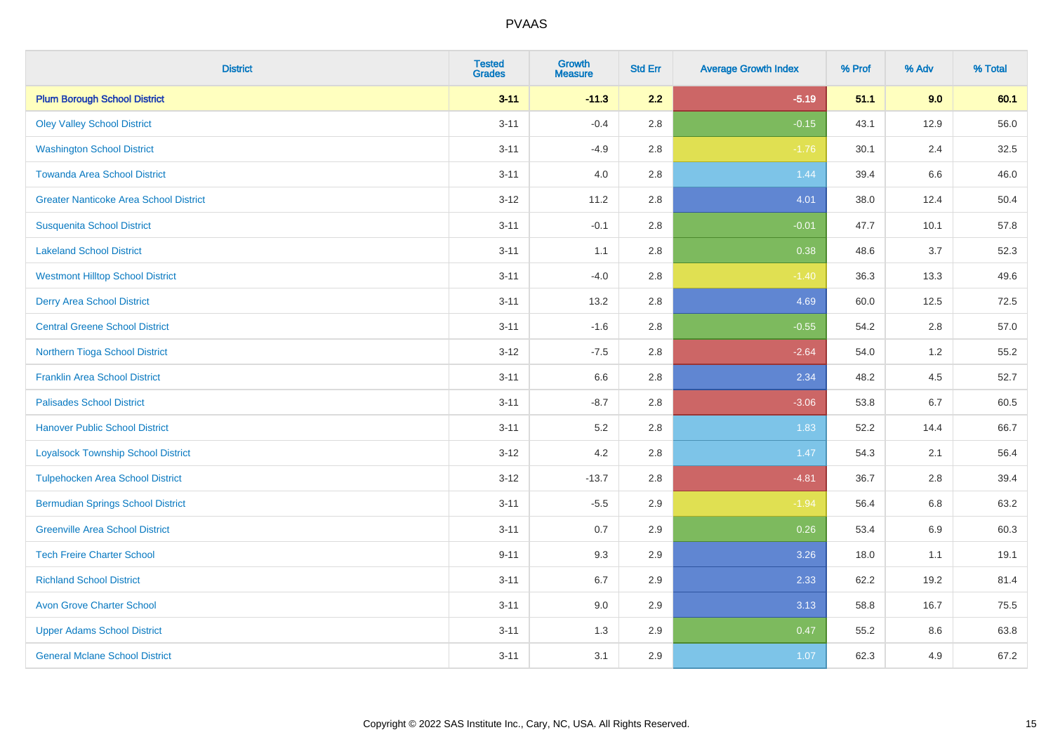# PVAAS

| District | Tested Grades | Growth Measure | Std Err | Average Growth Index | % Prof | % Adv | % Total |
|---|---|---|---|---|---|---|---|
| **Plum Borough School District** | **3-11** | **-11.3** | **2.2** | **-5.19** | **51.1** | **9.0** | **60.1** |
| Oley Valley School District | 3-11 | -0.4 | 2.8 | -0.15 | 43.1 | 12.9 | 56.0 |
| Washington School District | 3-11 | -4.9 | 2.8 | -1.76 | 30.1 | 2.4 | 32.5 |
| Towanda Area School District | 3-11 | 4.0 | 2.8 | 1.44 | 39.4 | 6.6 | 46.0 |
| Greater Nanticoke Area School District | 3-12 | 11.2 | 2.8 | 4.01 | 38.0 | 12.4 | 50.4 |
| Susquenita School District | 3-11 | -0.1 | 2.8 | -0.01 | 47.7 | 10.1 | 57.8 |
| Lakeland School District | 3-11 | 1.1 | 2.8 | 0.38 | 48.6 | 3.7 | 52.3 |
| Westmont Hilltop School District | 3-11 | -4.0 | 2.8 | -1.40 | 36.3 | 13.3 | 49.6 |
| Derry Area School District | 3-11 | 13.2 | 2.8 | 4.69 | 60.0 | 12.5 | 72.5 |
| Central Greene School District | 3-11 | -1.6 | 2.8 | -0.55 | 54.2 | 2.8 | 57.0 |
| Northern Tioga School District | 3-12 | -7.5 | 2.8 | -2.64 | 54.0 | 1.2 | 55.2 |
| Franklin Area School District | 3-11 | 6.6 | 2.8 | 2.34 | 48.2 | 4.5 | 52.7 |
| Palisades School District | 3-11 | -8.7 | 2.8 | -3.06 | 53.8 | 6.7 | 60.5 |
| Hanover Public School District | 3-11 | 5.2 | 2.8 | 1.83 | 52.2 | 14.4 | 66.7 |
| Loyalsock Township School District | 3-12 | 4.2 | 2.8 | 1.47 | 54.3 | 2.1 | 56.4 |
| Tulpehocken Area School District | 3-12 | -13.7 | 2.8 | -4.81 | 36.7 | 2.8 | 39.4 |
| Bermudian Springs School District | 3-11 | -5.5 | 2.9 | -1.94 | 56.4 | 6.8 | 63.2 |
| Greenville Area School District | 3-11 | 0.7 | 2.9 | 0.26 | 53.4 | 6.9 | 60.3 |
| Tech Freire Charter School | 9-11 | 9.3 | 2.9 | 3.26 | 18.0 | 1.1 | 19.1 |
| Richland School District | 3-11 | 6.7 | 2.9 | 2.33 | 62.2 | 19.2 | 81.4 |
| Avon Grove Charter School | 3-11 | 9.0 | 2.9 | 3.13 | 58.8 | 16.7 | 75.5 |
| Upper Adams School District | 3-11 | 1.3 | 2.9 | 0.47 | 55.2 | 8.6 | 63.8 |
| General Mclane School District | 3-11 | 3.1 | 2.9 | 1.07 | 62.3 | 4.9 | 67.2 |

Copyright © 2022 SAS Institute Inc., Cary, NC, USA. All Rights Reserved.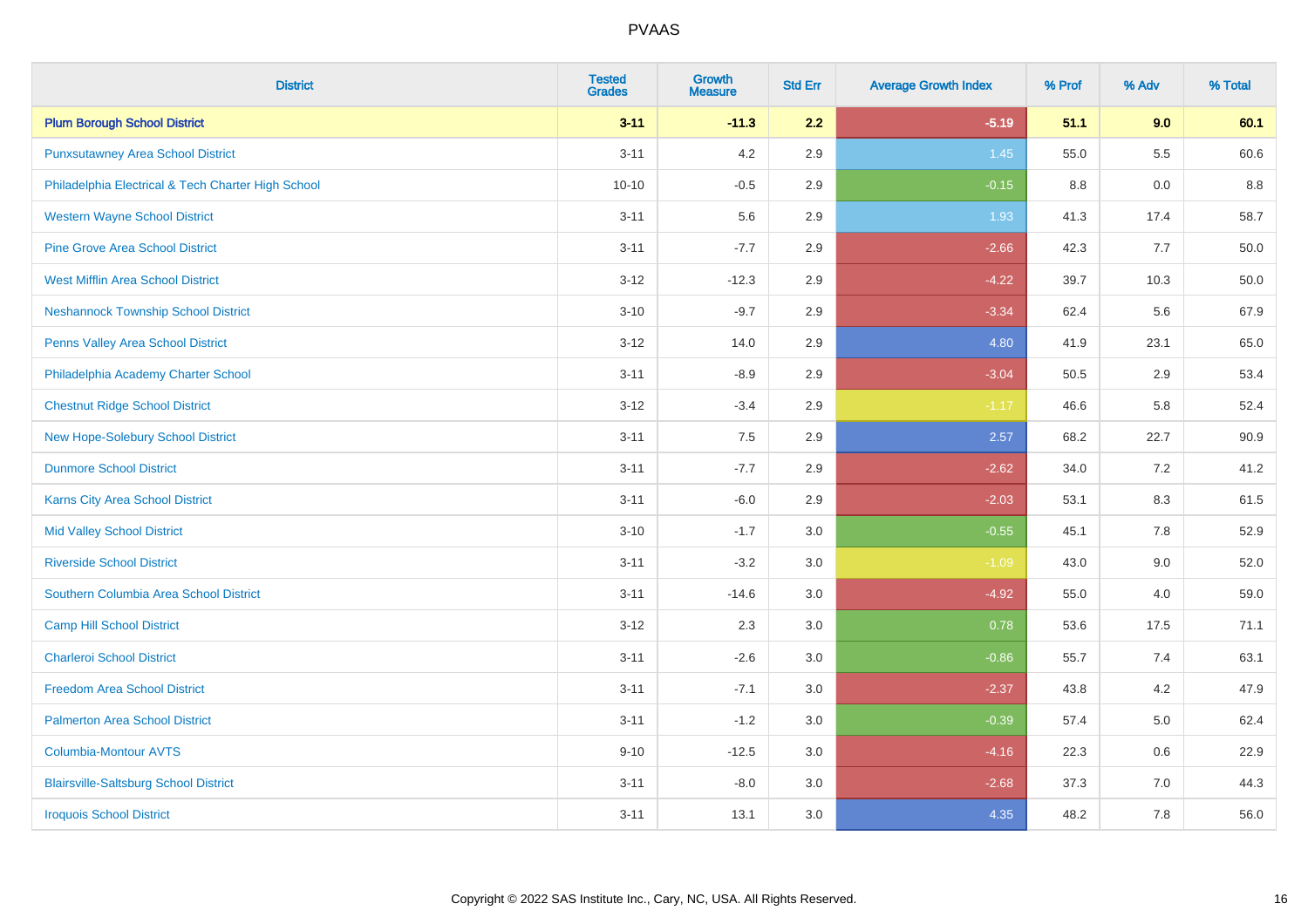# PVAAS

| District | Tested Grades | Growth Measure | Std Err | Average Growth Index | % Prof | % Adv | % Total |
|---|---|---|---|---|---|---|---|
| **Plum Borough School District** | **3-11** | **-11.3** | **2.2** | **-5.19** | **51.1** | **9.0** | **60.1** |
| Punxsutawney Area School District | 3-11 | 4.2 | 2.9 | 1.45 | 55.0 | 5.5 | 60.6 |
| Philadelphia Electrical & Tech Charter High School | 10-10 | -0.5 | 2.9 | -0.15 | 8.8 | 0.0 | 8.8 |
| Western Wayne School District | 3-11 | 5.6 | 2.9 | 1.93 | 41.3 | 17.4 | 58.7 |
| Pine Grove Area School District | 3-11 | -7.7 | 2.9 | -2.66 | 42.3 | 7.7 | 50.0 |
| West Mifflin Area School District | 3-12 | -12.3 | 2.9 | -4.22 | 39.7 | 10.3 | 50.0 |
| Neshannock Township School District | 3-10 | -9.7 | 2.9 | -3.34 | 62.4 | 5.6 | 67.9 |
| Penns Valley Area School District | 3-12 | 14.0 | 2.9 | 4.80 | 41.9 | 23.1 | 65.0 |
| Philadelphia Academy Charter School | 3-11 | -8.9 | 2.9 | -3.04 | 50.5 | 2.9 | 53.4 |
| Chestnut Ridge School District | 3-12 | -3.4 | 2.9 | -1.17 | 46.6 | 5.8 | 52.4 |
| New Hope-Solebury School District | 3-11 | 7.5 | 2.9 | 2.57 | 68.2 | 22.7 | 90.9 |
| Dunmore School District | 3-11 | -7.7 | 2.9 | -2.62 | 34.0 | 7.2 | 41.2 |
| Karns City Area School District | 3-11 | -6.0 | 2.9 | -2.03 | 53.1 | 8.3 | 61.5 |
| Mid Valley School District | 3-10 | -1.7 | 3.0 | -0.55 | 45.1 | 7.8 | 52.9 |
| Riverside School District | 3-11 | -3.2 | 3.0 | -1.09 | 43.0 | 9.0 | 52.0 |
| Southern Columbia Area School District | 3-11 | -14.6 | 3.0 | -4.92 | 55.0 | 4.0 | 59.0 |
| Camp Hill School District | 3-12 | 2.3 | 3.0 | 0.78 | 53.6 | 17.5 | 71.1 |
| Charleroi School District | 3-11 | -2.6 | 3.0 | -0.86 | 55.7 | 7.4 | 63.1 |
| Freedom Area School District | 3-11 | -7.1 | 3.0 | -2.37 | 43.8 | 4.2 | 47.9 |
| Palmerton Area School District | 3-11 | -1.2 | 3.0 | -0.39 | 57.4 | 5.0 | 62.4 |
| Columbia-Montour AVTS | 9-10 | -12.5 | 3.0 | -4.16 | 22.3 | 0.6 | 22.9 |
| Blairsville-Saltsburg School District | 3-11 | -8.0 | 3.0 | -2.68 | 37.3 | 7.0 | 44.3 |
| Iroquois School District | 3-11 | 13.1 | 3.0 | 4.35 | 48.2 | 7.8 | 56.0 |

Copyright © 2022 SAS Institute Inc., Cary, NC, USA. All Rights Reserved.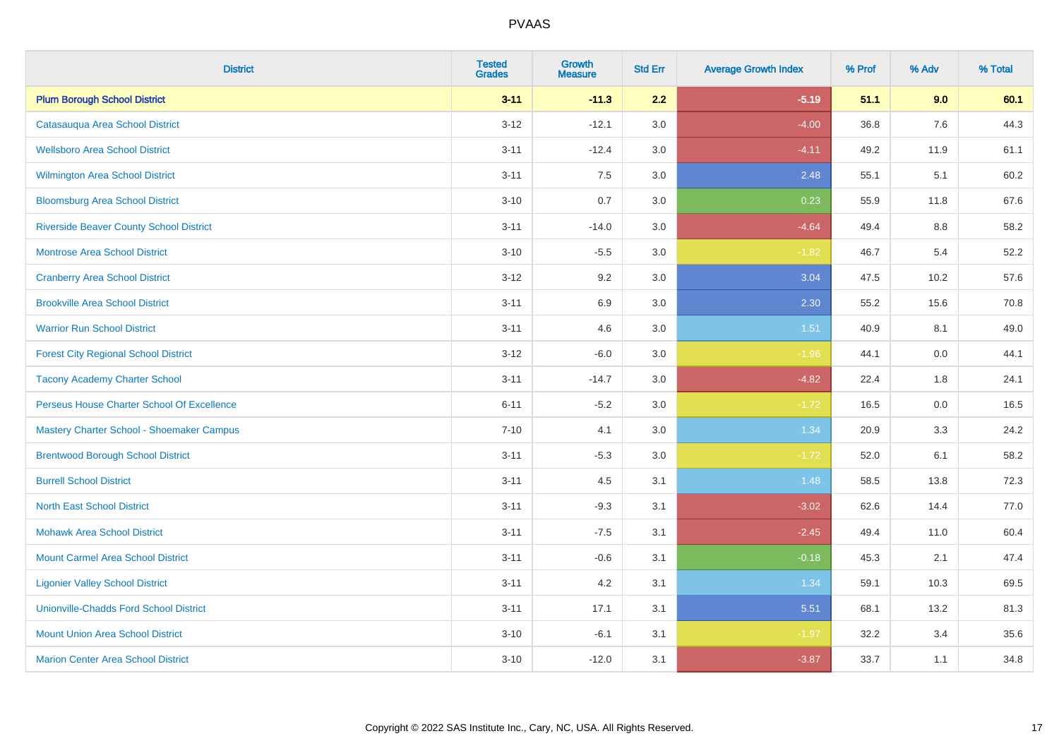# PVAAS

| District | Tested Grades | Growth Measure | Std Err | Average Growth Index | % Prof | % Adv | % Total |
|---|---|---|---|---|---|---|---|
| **Plum Borough School District** | **3-11** | **-11.3** | **2.2** | **-5.19** | **51.1** | **9.0** | **60.1** |
| Catasauqua Area School District | 3-12 | -12.1 | 3.0 | -4.00 | 36.8 | 7.6 | 44.3 |
| Wellsboro Area School District | 3-11 | -12.4 | 3.0 | -4.11 | 49.2 | 11.9 | 61.1 |
| Wilmington Area School District | 3-11 | 7.5 | 3.0 | 2.48 | 55.1 | 5.1 | 60.2 |
| Bloomsburg Area School District | 3-10 | 0.7 | 3.0 | 0.23 | 55.9 | 11.8 | 67.6 |
| Riverside Beaver County School District | 3-11 | -14.0 | 3.0 | -4.64 | 49.4 | 8.8 | 58.2 |
| Montrose Area School District | 3-10 | -5.5 | 3.0 | -1.82 | 46.7 | 5.4 | 52.2 |
| Cranberry Area School District | 3-12 | 9.2 | 3.0 | 3.04 | 47.5 | 10.2 | 57.6 |
| Brookville Area School District | 3-11 | 6.9 | 3.0 | 2.30 | 55.2 | 15.6 | 70.8 |
| Warrior Run School District | 3-11 | 4.6 | 3.0 | 1.51 | 40.9 | 8.1 | 49.0 |
| Forest City Regional School District | 3-12 | -6.0 | 3.0 | -1.96 | 44.1 | 0.0 | 44.1 |
| Tacony Academy Charter School | 3-11 | -14.7 | 3.0 | -4.82 | 22.4 | 1.8 | 24.1 |
| Perseus House Charter School Of Excellence | 6-11 | -5.2 | 3.0 | -1.72 | 16.5 | 0.0 | 16.5 |
| Mastery Charter School - Shoemaker Campus | 7-10 | 4.1 | 3.0 | 1.34 | 20.9 | 3.3 | 24.2 |
| Brentwood Borough School District | 3-11 | -5.3 | 3.0 | -1.72 | 52.0 | 6.1 | 58.2 |
| Burrell School District | 3-11 | 4.5 | 3.1 | 1.48 | 58.5 | 13.8 | 72.3 |
| North East School District | 3-11 | -9.3 | 3.1 | -3.02 | 62.6 | 14.4 | 77.0 |
| Mohawk Area School District | 3-11 | -7.5 | 3.1 | -2.45 | 49.4 | 11.0 | 60.4 |
| Mount Carmel Area School District | 3-11 | -0.6 | 3.1 | -0.18 | 45.3 | 2.1 | 47.4 |
| Ligonier Valley School District | 3-11 | 4.2 | 3.1 | 1.34 | 59.1 | 10.3 | 69.5 |
| Unionville-Chadds Ford School District | 3-11 | 17.1 | 3.1 | 5.51 | 68.1 | 13.2 | 81.3 |
| Mount Union Area School District | 3-10 | -6.1 | 3.1 | -1.97 | 32.2 | 3.4 | 35.6 |
| Marion Center Area School District | 3-10 | -12.0 | 3.1 | -3.87 | 33.7 | 1.1 | 34.8 |

Copyright © 2022 SAS Institute Inc., Cary, NC, USA. All Rights Reserved.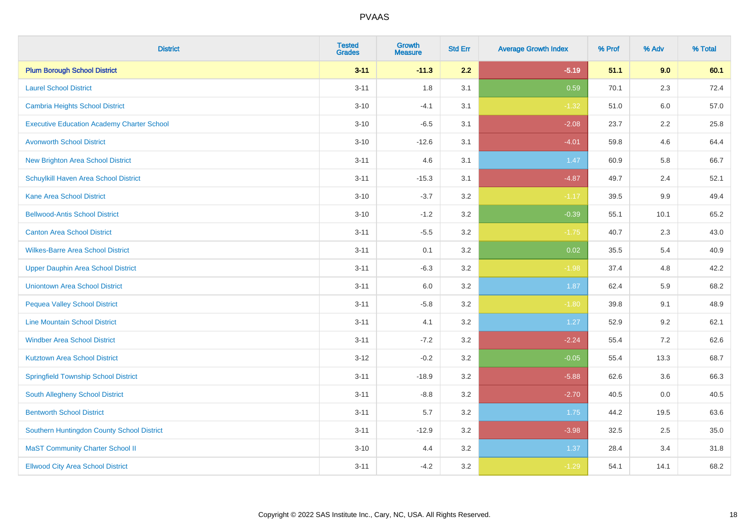# PVAAS

| District | Tested Grades | Growth Measure | Std Err | Average Growth Index | % Prof | % Adv | % Total |
|---|---|---|---|---|---|---|---|
| **Plum Borough School District** | **3-11** | **-11.3** | **2.2** | **-5.19** | **51.1** | **9.0** | **60.1** |
| Laurel School District | 3-11 | 1.8 | 3.1 | 0.59 | 70.1 | 2.3 | 72.4 |
| Cambria Heights School District | 3-10 | -4.1 | 3.1 | -1.32 | 51.0 | 6.0 | 57.0 |
| Executive Education Academy Charter School | 3-10 | -6.5 | 3.1 | -2.08 | 23.7 | 2.2 | 25.8 |
| Avonworth School District | 3-10 | -12.6 | 3.1 | -4.01 | 59.8 | 4.6 | 64.4 |
| New Brighton Area School District | 3-11 | 4.6 | 3.1 | 1.47 | 60.9 | 5.8 | 66.7 |
| Schuylkill Haven Area School District | 3-11 | -15.3 | 3.1 | -4.87 | 49.7 | 2.4 | 52.1 |
| Kane Area School District | 3-10 | -3.7 | 3.2 | -1.17 | 39.5 | 9.9 | 49.4 |
| Bellwood-Antis School District | 3-10 | -1.2 | 3.2 | -0.39 | 55.1 | 10.1 | 65.2 |
| Canton Area School District | 3-11 | -5.5 | 3.2 | -1.75 | 40.7 | 2.3 | 43.0 |
| Wilkes-Barre Area School District | 3-11 | 0.1 | 3.2 | 0.02 | 35.5 | 5.4 | 40.9 |
| Upper Dauphin Area School District | 3-11 | -6.3 | 3.2 | -1.98 | 37.4 | 4.8 | 42.2 |
| Uniontown Area School District | 3-11 | 6.0 | 3.2 | 1.87 | 62.4 | 5.9 | 68.2 |
| Pequea Valley School District | 3-11 | -5.8 | 3.2 | -1.80 | 39.8 | 9.1 | 48.9 |
| Line Mountain School District | 3-11 | 4.1 | 3.2 | 1.27 | 52.9 | 9.2 | 62.1 |
| Windber Area School District | 3-11 | -7.2 | 3.2 | -2.24 | 55.4 | 7.2 | 62.6 |
| Kutztown Area School District | 3-12 | -0.2 | 3.2 | -0.05 | 55.4 | 13.3 | 68.7 |
| Springfield Township School District | 3-11 | -18.9 | 3.2 | -5.88 | 62.6 | 3.6 | 66.3 |
| South Allegheny School District | 3-11 | -8.8 | 3.2 | -2.70 | 40.5 | 0.0 | 40.5 |
| Bentworth School District | 3-11 | 5.7 | 3.2 | 1.75 | 44.2 | 19.5 | 63.6 |
| Southern Huntingdon County School District | 3-11 | -12.9 | 3.2 | -3.98 | 32.5 | 2.5 | 35.0 |
| MaST Community Charter School II | 3-10 | 4.4 | 3.2 | 1.37 | 28.4 | 3.4 | 31.8 |
| Ellwood City Area School District | 3-11 | -4.2 | 3.2 | -1.29 | 54.1 | 14.1 | 68.2 |

Copyright © 2022 SAS Institute Inc., Cary, NC, USA. All Rights Reserved.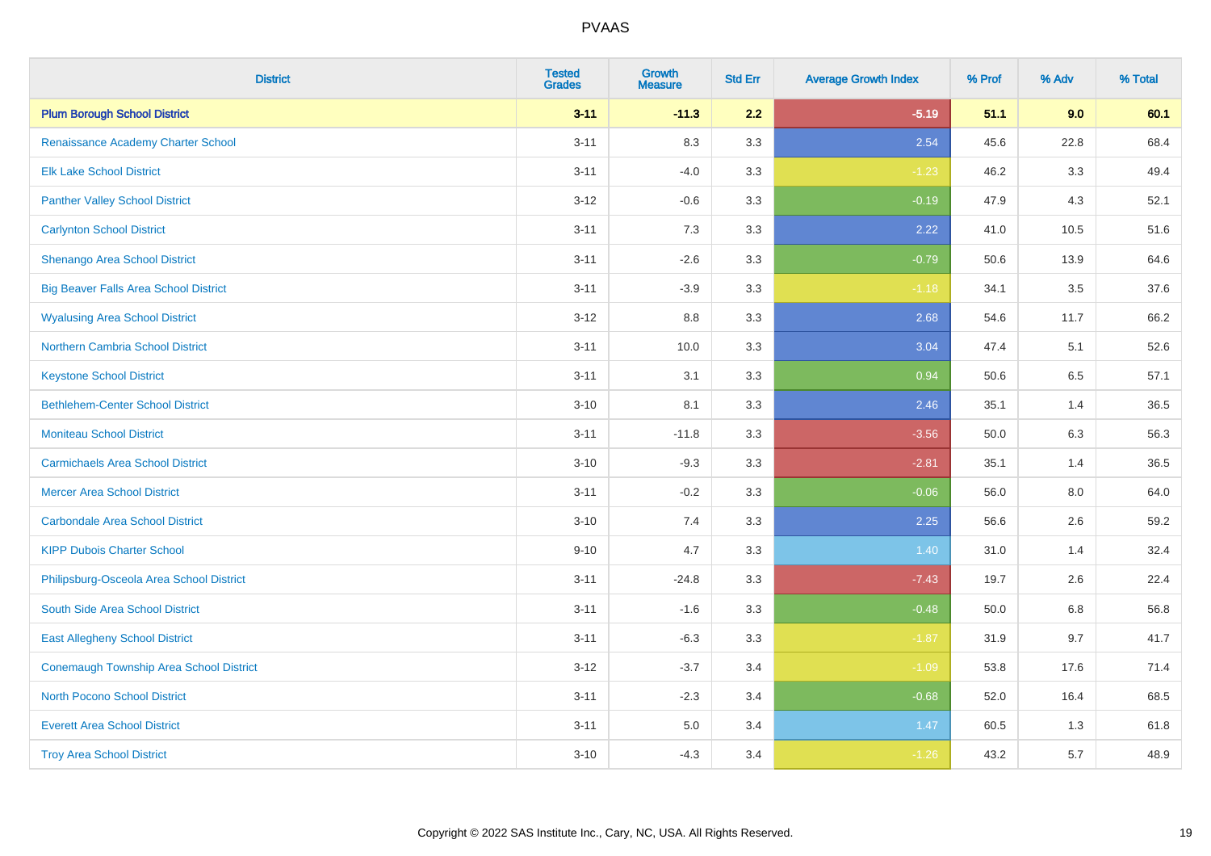# PVAAS

| District | Tested Grades | Growth Measure | Std Err | Average Growth Index | % Prof | % Adv | % Total |
|---|---|---|---|---|---|---|---|
| **Plum Borough School District** | **3-11** | **-11.3** | **2.2** | **-5.19** | **51.1** | **9.0** | **60.1** |
| Renaissance Academy Charter School | 3-11 | 8.3 | 3.3 | 2.54 | 45.6 | 22.8 | 68.4 |
| Elk Lake School District | 3-11 | -4.0 | 3.3 | -1.23 | 46.2 | 3.3 | 49.4 |
| Panther Valley School District | 3-12 | -0.6 | 3.3 | -0.19 | 47.9 | 4.3 | 52.1 |
| Carlynton School District | 3-11 | 7.3 | 3.3 | 2.22 | 41.0 | 10.5 | 51.6 |
| Shenango Area School District | 3-11 | -2.6 | 3.3 | -0.79 | 50.6 | 13.9 | 64.6 |
| Big Beaver Falls Area School District | 3-11 | -3.9 | 3.3 | -1.18 | 34.1 | 3.5 | 37.6 |
| Wyalusing Area School District | 3-12 | 8.8 | 3.3 | 2.68 | 54.6 | 11.7 | 66.2 |
| Northern Cambria School District | 3-11 | 10.0 | 3.3 | 3.04 | 47.4 | 5.1 | 52.6 |
| Keystone School District | 3-11 | 3.1 | 3.3 | 0.94 | 50.6 | 6.5 | 57.1 |
| Bethlehem-Center School District | 3-10 | 8.1 | 3.3 | 2.46 | 35.1 | 1.4 | 36.5 |
| Moniteau School District | 3-11 | -11.8 | 3.3 | -3.56 | 50.0 | 6.3 | 56.3 |
| Carmichaels Area School District | 3-10 | -9.3 | 3.3 | -2.81 | 35.1 | 1.4 | 36.5 |
| Mercer Area School District | 3-11 | -0.2 | 3.3 | -0.06 | 56.0 | 8.0 | 64.0 |
| Carbondale Area School District | 3-10 | 7.4 | 3.3 | 2.25 | 56.6 | 2.6 | 59.2 |
| KIPP Dubois Charter School | 9-10 | 4.7 | 3.3 | 1.40 | 31.0 | 1.4 | 32.4 |
| Philipsburg-Osceola Area School District | 3-11 | -24.8 | 3.3 | -7.43 | 19.7 | 2.6 | 22.4 |
| South Side Area School District | 3-11 | -1.6 | 3.3 | -0.48 | 50.0 | 6.8 | 56.8 |
| East Allegheny School District | 3-11 | -6.3 | 3.3 | -1.87 | 31.9 | 9.7 | 41.7 |
| Conemaugh Township Area School District | 3-12 | -3.7 | 3.4 | -1.09 | 53.8 | 17.6 | 71.4 |
| North Pocono School District | 3-11 | -2.3 | 3.4 | -0.68 | 52.0 | 16.4 | 68.5 |
| Everett Area School District | 3-11 | 5.0 | 3.4 | 1.47 | 60.5 | 1.3 | 61.8 |
| Troy Area School District | 3-10 | -4.3 | 3.4 | -1.26 | 43.2 | 5.7 | 48.9 |

Copyright © 2022 SAS Institute Inc., Cary, NC, USA. All Rights Reserved.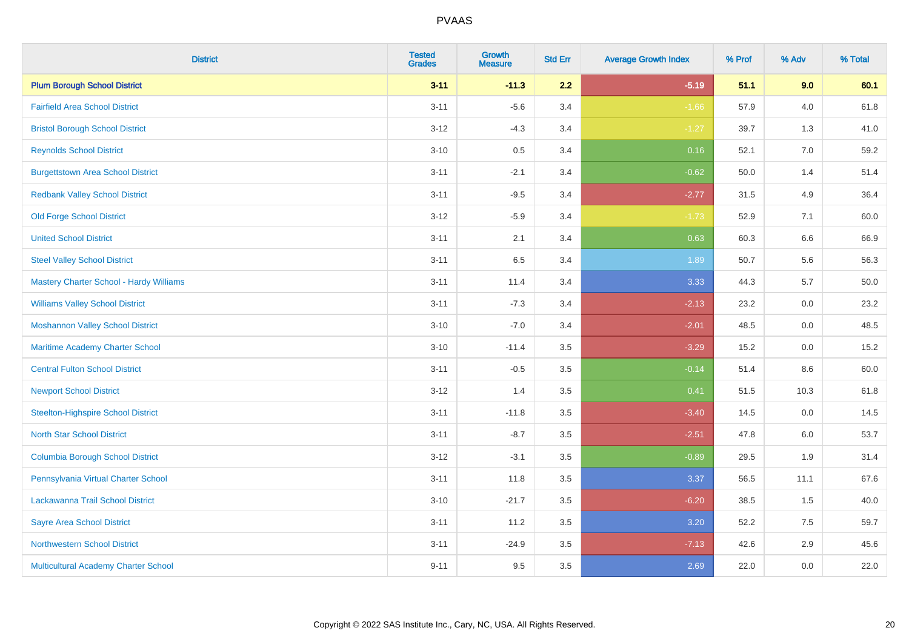# PVAAS

| District | Tested Grades | Growth Measure | Std Err | Average Growth Index | % Prof | % Adv | % Total |
|---|---|---|---|---|---|---|---|
| **Plum Borough School District** | **3-11** | **-11.3** | **2.2** | **-5.19** | **51.1** | **9.0** | **60.1** |
| Fairfield Area School District | 3-11 | -5.6 | 3.4 | -1.66 | 57.9 | 4.0 | 61.8 |
| Bristol Borough School District | 3-12 | -4.3 | 3.4 | -1.27 | 39.7 | 1.3 | 41.0 |
| Reynolds School District | 3-10 | 0.5 | 3.4 | 0.16 | 52.1 | 7.0 | 59.2 |
| Burgettstown Area School District | 3-11 | -2.1 | 3.4 | -0.62 | 50.0 | 1.4 | 51.4 |
| Redbank Valley School District | 3-11 | -9.5 | 3.4 | -2.77 | 31.5 | 4.9 | 36.4 |
| Old Forge School District | 3-12 | -5.9 | 3.4 | -1.73 | 52.9 | 7.1 | 60.0 |
| United School District | 3-11 | 2.1 | 3.4 | 0.63 | 60.3 | 6.6 | 66.9 |
| Steel Valley School District | 3-11 | 6.5 | 3.4 | 1.89 | 50.7 | 5.6 | 56.3 |
| Mastery Charter School - Hardy Williams | 3-11 | 11.4 | 3.4 | 3.33 | 44.3 | 5.7 | 50.0 |
| Williams Valley School District | 3-11 | -7.3 | 3.4 | -2.13 | 23.2 | 0.0 | 23.2 |
| Moshannon Valley School District | 3-10 | -7.0 | 3.4 | -2.01 | 48.5 | 0.0 | 48.5 |
| Maritime Academy Charter School | 3-10 | -11.4 | 3.5 | -3.29 | 15.2 | 0.0 | 15.2 |
| Central Fulton School District | 3-11 | -0.5 | 3.5 | -0.14 | 51.4 | 8.6 | 60.0 |
| Newport School District | 3-12 | 1.4 | 3.5 | 0.41 | 51.5 | 10.3 | 61.8 |
| Steelton-Highspire School District | 3-11 | -11.8 | 3.5 | -3.40 | 14.5 | 0.0 | 14.5 |
| North Star School District | 3-11 | -8.7 | 3.5 | -2.51 | 47.8 | 6.0 | 53.7 |
| Columbia Borough School District | 3-12 | -3.1 | 3.5 | -0.89 | 29.5 | 1.9 | 31.4 |
| Pennsylvania Virtual Charter School | 3-11 | 11.8 | 3.5 | 3.37 | 56.5 | 11.1 | 67.6 |
| Lackawanna Trail School District | 3-10 | -21.7 | 3.5 | -6.20 | 38.5 | 1.5 | 40.0 |
| Sayre Area School District | 3-11 | 11.2 | 3.5 | 3.20 | 52.2 | 7.5 | 59.7 |
| Northwestern School District | 3-11 | -24.9 | 3.5 | -7.13 | 42.6 | 2.9 | 45.6 |
| Multicultural Academy Charter School | 9-11 | 9.5 | 3.5 | 2.69 | 22.0 | 0.0 | 22.0 |

Copyright © 2022 SAS Institute Inc., Cary, NC, USA. All Rights Reserved.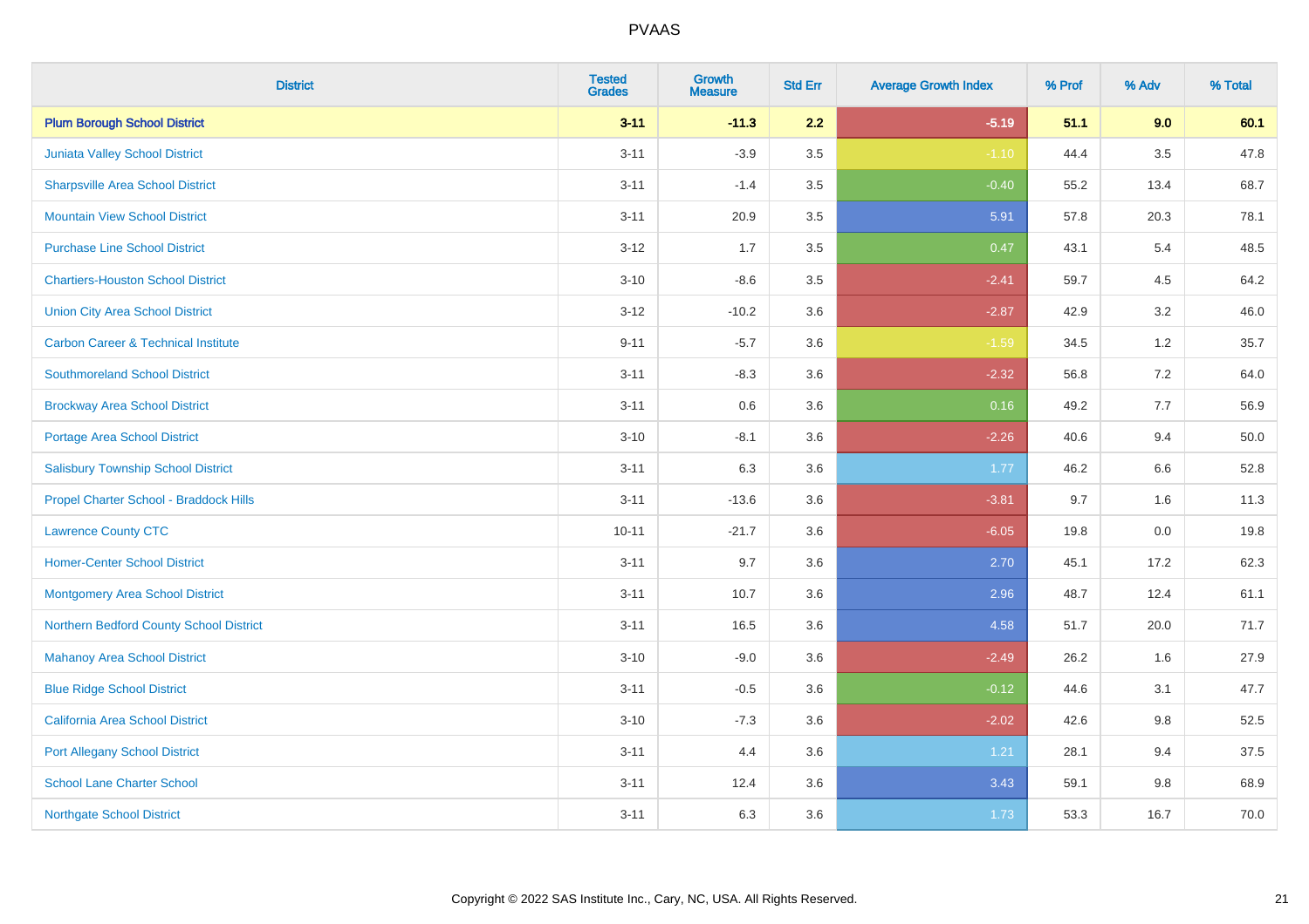# PVAAS

| District | Tested Grades | Growth Measure | Std Err | Average Growth Index | % Prof | % Adv | % Total |
|---|---|---|---|---|---|---|---|
| **Plum Borough School District** | **3-11** | **-11.3** | **2.2** | **-5.19** | **51.1** | **9.0** | **60.1** |
| Juniata Valley School District | 3-11 | -3.9 | 3.5 | -1.10 | 44.4 | 3.5 | 47.8 |
| Sharpsville Area School District | 3-11 | -1.4 | 3.5 | -0.40 | 55.2 | 13.4 | 68.7 |
| Mountain View School District | 3-11 | 20.9 | 3.5 | 5.91 | 57.8 | 20.3 | 78.1 |
| Purchase Line School District | 3-12 | 1.7 | 3.5 | 0.47 | 43.1 | 5.4 | 48.5 |
| Chartiers-Houston School District | 3-10 | -8.6 | 3.5 | -2.41 | 59.7 | 4.5 | 64.2 |
| Union City Area School District | 3-12 | -10.2 | 3.6 | -2.87 | 42.9 | 3.2 | 46.0 |
| Carbon Career & Technical Institute | 9-11 | -5.7 | 3.6 | -1.59 | 34.5 | 1.2 | 35.7 |
| Southmoreland School District | 3-11 | -8.3 | 3.6 | -2.32 | 56.8 | 7.2 | 64.0 |
| Brockway Area School District | 3-11 | 0.6 | 3.6 | 0.16 | 49.2 | 7.7 | 56.9 |
| Portage Area School District | 3-10 | -8.1 | 3.6 | -2.26 | 40.6 | 9.4 | 50.0 |
| Salisbury Township School District | 3-11 | 6.3 | 3.6 | 1.77 | 46.2 | 6.6 | 52.8 |
| Propel Charter School - Braddock Hills | 3-11 | -13.6 | 3.6 | -3.81 | 9.7 | 1.6 | 11.3 |
| Lawrence County CTC | 10-11 | -21.7 | 3.6 | -6.05 | 19.8 | 0.0 | 19.8 |
| Homer-Center School District | 3-11 | 9.7 | 3.6 | 2.70 | 45.1 | 17.2 | 62.3 |
| Montgomery Area School District | 3-11 | 10.7 | 3.6 | 2.96 | 48.7 | 12.4 | 61.1 |
| Northern Bedford County School District | 3-11 | 16.5 | 3.6 | 4.58 | 51.7 | 20.0 | 71.7 |
| Mahanoy Area School District | 3-10 | -9.0 | 3.6 | -2.49 | 26.2 | 1.6 | 27.9 |
| Blue Ridge School District | 3-11 | -0.5 | 3.6 | -0.12 | 44.6 | 3.1 | 47.7 |
| California Area School District | 3-10 | -7.3 | 3.6 | -2.02 | 42.6 | 9.8 | 52.5 |
| Port Allegany School District | 3-11 | 4.4 | 3.6 | 1.21 | 28.1 | 9.4 | 37.5 |
| School Lane Charter School | 3-11 | 12.4 | 3.6 | 3.43 | 59.1 | 9.8 | 68.9 |
| Northgate School District | 3-11 | 6.3 | 3.6 | 1.73 | 53.3 | 16.7 | 70.0 |

Copyright © 2022 SAS Institute Inc., Cary, NC, USA. All Rights Reserved.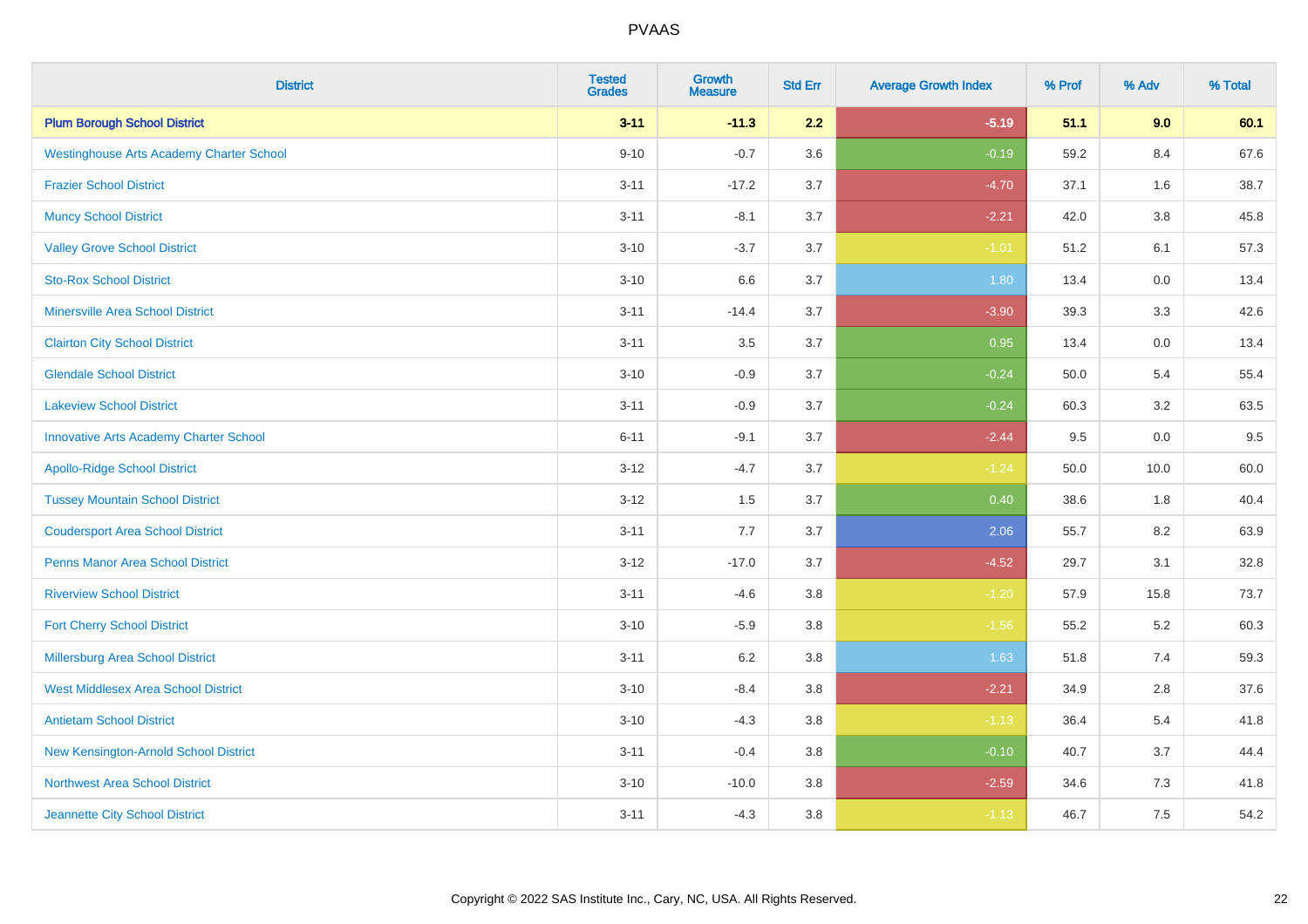# PVAAS

| District | Tested Grades | Growth Measure | Std Err | Average Growth Index | % Prof | % Adv | % Total |
|---|---|---|---|---|---|---|---|
| **Plum Borough School District** | **3-11** | **-11.3** | **2.2** | **-5.19** | **51.1** | **9.0** | **60.1** |
| Westinghouse Arts Academy Charter School | 9-10 | -0.7 | 3.6 | -0.19 | 59.2 | 8.4 | 67.6 |
| Frazier School District | 3-11 | -17.2 | 3.7 | -4.70 | 37.1 | 1.6 | 38.7 |
| Muncy School District | 3-11 | -8.1 | 3.7 | -2.21 | 42.0 | 3.8 | 45.8 |
| Valley Grove School District | 3-10 | -3.7 | 3.7 | -1.01 | 51.2 | 6.1 | 57.3 |
| Sto-Rox School District | 3-10 | 6.6 | 3.7 | 1.80 | 13.4 | 0.0 | 13.4 |
| Minersville Area School District | 3-11 | -14.4 | 3.7 | -3.90 | 39.3 | 3.3 | 42.6 |
| Clairton City School District | 3-11 | 3.5 | 3.7 | 0.95 | 13.4 | 0.0 | 13.4 |
| Glendale School District | 3-10 | -0.9 | 3.7 | -0.24 | 50.0 | 5.4 | 55.4 |
| Lakeview School District | 3-11 | -0.9 | 3.7 | -0.24 | 60.3 | 3.2 | 63.5 |
| Innovative Arts Academy Charter School | 6-11 | -9.1 | 3.7 | -2.44 | 9.5 | 0.0 | 9.5 |
| Apollo-Ridge School District | 3-12 | -4.7 | 3.7 | -1.24 | 50.0 | 10.0 | 60.0 |
| Tussey Mountain School District | 3-12 | 1.5 | 3.7 | 0.40 | 38.6 | 1.8 | 40.4 |
| Coudersport Area School District | 3-11 | 7.7 | 3.7 | 2.06 | 55.7 | 8.2 | 63.9 |
| Penns Manor Area School District | 3-12 | -17.0 | 3.7 | -4.52 | 29.7 | 3.1 | 32.8 |
| Riverview School District | 3-11 | -4.6 | 3.8 | -1.20 | 57.9 | 15.8 | 73.7 |
| Fort Cherry School District | 3-10 | -5.9 | 3.8 | -1.56 | 55.2 | 5.2 | 60.3 |
| Millersburg Area School District | 3-11 | 6.2 | 3.8 | 1.63 | 51.8 | 7.4 | 59.3 |
| West Middlesex Area School District | 3-10 | -8.4 | 3.8 | -2.21 | 34.9 | 2.8 | 37.6 |
| Antietam School District | 3-10 | -4.3 | 3.8 | -1.13 | 36.4 | 5.4 | 41.8 |
| New Kensington-Arnold School District | 3-11 | -0.4 | 3.8 | -0.10 | 40.7 | 3.7 | 44.4 |
| Northwest Area School District | 3-10 | -10.0 | 3.8 | -2.59 | 34.6 | 7.3 | 41.8 |
| Jeannette City School District | 3-11 | -4.3 | 3.8 | -1.13 | 46.7 | 7.5 | 54.2 |

Copyright © 2022 SAS Institute Inc., Cary, NC, USA. All Rights Reserved.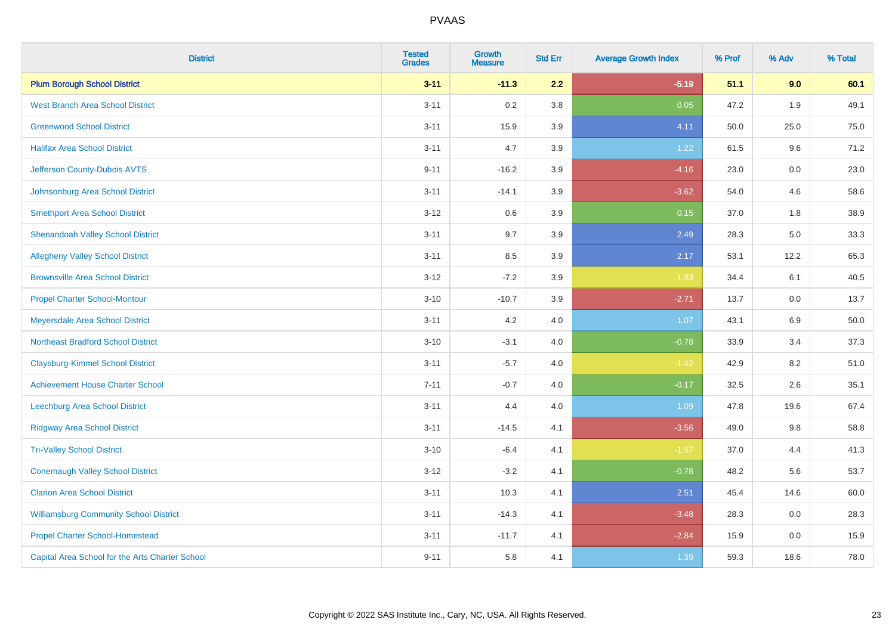# PVAAS

| District | Tested Grades | Growth Measure | Std Err | Average Growth Index | % Prof | % Adv | % Total |
|---|---|---|---|---|---|---|---|
| **Plum Borough School District** | **3-11** | **-11.3** | **2.2** | **-5.19** | **51.1** | **9.0** | **60.1** |
| West Branch Area School District | 3-11 | 0.2 | 3.8 | 0.05 | 47.2 | 1.9 | 49.1 |
| Greenwood School District | 3-11 | 15.9 | 3.9 | 4.11 | 50.0 | 25.0 | 75.0 |
| Halifax Area School District | 3-11 | 4.7 | 3.9 | 1.22 | 61.5 | 9.6 | 71.2 |
| Jefferson County-Dubois AVTS | 9-11 | -16.2 | 3.9 | -4.16 | 23.0 | 0.0 | 23.0 |
| Johnsonburg Area School District | 3-11 | -14.1 | 3.9 | -3.62 | 54.0 | 4.6 | 58.6 |
| Smethport Area School District | 3-12 | 0.6 | 3.9 | 0.15 | 37.0 | 1.8 | 38.9 |
| Shenandoah Valley School District | 3-11 | 9.7 | 3.9 | 2.49 | 28.3 | 5.0 | 33.3 |
| Allegheny Valley School District | 3-11 | 8.5 | 3.9 | 2.17 | 53.1 | 12.2 | 65.3 |
| Brownsville Area School District | 3-12 | -7.2 | 3.9 | -1.83 | 34.4 | 6.1 | 40.5 |
| Propel Charter School-Montour | 3-10 | -10.7 | 3.9 | -2.71 | 13.7 | 0.0 | 13.7 |
| Meyersdale Area School District | 3-11 | 4.2 | 4.0 | 1.07 | 43.1 | 6.9 | 50.0 |
| Northeast Bradford School District | 3-10 | -3.1 | 4.0 | -0.78 | 33.9 | 3.4 | 37.3 |
| Claysburg-Kimmel School District | 3-11 | -5.7 | 4.0 | -1.42 | 42.9 | 8.2 | 51.0 |
| Achievement House Charter School | 7-11 | -0.7 | 4.0 | -0.17 | 32.5 | 2.6 | 35.1 |
| Leechburg Area School District | 3-11 | 4.4 | 4.0 | 1.09 | 47.8 | 19.6 | 67.4 |
| Ridgway Area School District | 3-11 | -14.5 | 4.1 | -3.56 | 49.0 | 9.8 | 58.8 |
| Tri-Valley School District | 3-10 | -6.4 | 4.1 | -1.57 | 37.0 | 4.4 | 41.3 |
| Conemaugh Valley School District | 3-12 | -3.2 | 4.1 | -0.78 | 48.2 | 5.6 | 53.7 |
| Clarion Area School District | 3-11 | 10.3 | 4.1 | 2.51 | 45.4 | 14.6 | 60.0 |
| Williamsburg Community School District | 3-11 | -14.3 | 4.1 | -3.48 | 28.3 | 0.0 | 28.3 |
| Propel Charter School-Homestead | 3-11 | -11.7 | 4.1 | -2.84 | 15.9 | 0.0 | 15.9 |
| Capital Area School for the Arts Charter School | 9-11 | 5.8 | 4.1 | 1.39 | 59.3 | 18.6 | 78.0 |

Copyright © 2022 SAS Institute Inc., Cary, NC, USA. All Rights Reserved.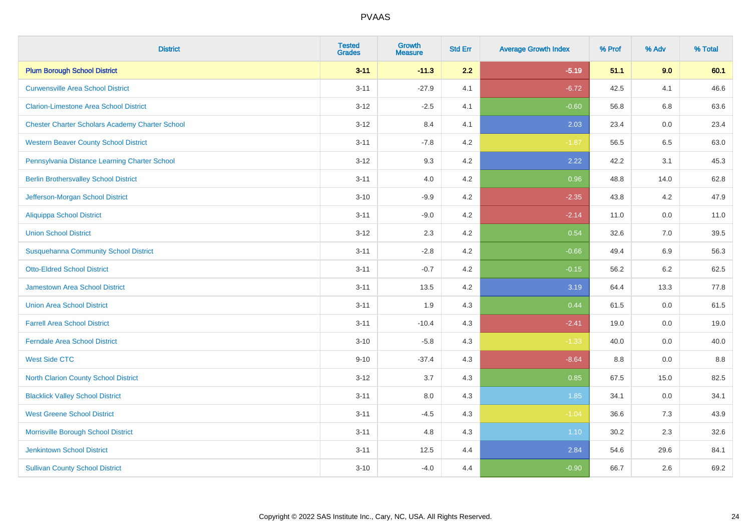# PVAAS

| District | Tested Grades | Growth Measure | Std Err | Average Growth Index | % Prof | % Adv | % Total |
|---|---|---|---|---|---|---|---|
| **Plum Borough School District** | **3-11** | **-11.3** | **2.2** | **-5.19** | **51.1** | **9.0** | **60.1** |
| Curwensville Area School District | 3-11 | -27.9 | 4.1 | -6.72 | 42.5 | 4.1 | 46.6 |
| Clarion-Limestone Area School District | 3-12 | -2.5 | 4.1 | -0.60 | 56.8 | 6.8 | 63.6 |
| Chester Charter Scholars Academy Charter School | 3-12 | 8.4 | 4.1 | 2.03 | 23.4 | 0.0 | 23.4 |
| Western Beaver County School District | 3-11 | -7.8 | 4.2 | -1.87 | 56.5 | 6.5 | 63.0 |
| Pennsylvania Distance Learning Charter School | 3-12 | 9.3 | 4.2 | 2.22 | 42.2 | 3.1 | 45.3 |
| Berlin Brothersvalley School District | 3-11 | 4.0 | 4.2 | 0.96 | 48.8 | 14.0 | 62.8 |
| Jefferson-Morgan School District | 3-10 | -9.9 | 4.2 | -2.35 | 43.8 | 4.2 | 47.9 |
| Aliquippa School District | 3-11 | -9.0 | 4.2 | -2.14 | 11.0 | 0.0 | 11.0 |
| Union School District | 3-12 | 2.3 | 4.2 | 0.54 | 32.6 | 7.0 | 39.5 |
| Susquehanna Community School District | 3-11 | -2.8 | 4.2 | -0.66 | 49.4 | 6.9 | 56.3 |
| Otto-Eldred School District | 3-11 | -0.7 | 4.2 | -0.15 | 56.2 | 6.2 | 62.5 |
| Jamestown Area School District | 3-11 | 13.5 | 4.2 | 3.19 | 64.4 | 13.3 | 77.8 |
| Union Area School District | 3-11 | 1.9 | 4.3 | 0.44 | 61.5 | 0.0 | 61.5 |
| Farrell Area School District | 3-11 | -10.4 | 4.3 | -2.41 | 19.0 | 0.0 | 19.0 |
| Ferndale Area School District | 3-10 | -5.8 | 4.3 | -1.33 | 40.0 | 0.0 | 40.0 |
| West Side CTC | 9-10 | -37.4 | 4.3 | -8.64 | 8.8 | 0.0 | 8.8 |
| North Clarion County School District | 3-12 | 3.7 | 4.3 | 0.85 | 67.5 | 15.0 | 82.5 |
| Blacklick Valley School District | 3-11 | 8.0 | 4.3 | 1.85 | 34.1 | 0.0 | 34.1 |
| West Greene School District | 3-11 | -4.5 | 4.3 | -1.04 | 36.6 | 7.3 | 43.9 |
| Morrisville Borough School District | 3-11 | 4.8 | 4.3 | 1.10 | 30.2 | 2.3 | 32.6 |
| Jenkintown School District | 3-11 | 12.5 | 4.4 | 2.84 | 54.6 | 29.6 | 84.1 |
| Sullivan County School District | 3-10 | -4.0 | 4.4 | -0.90 | 66.7 | 2.6 | 69.2 |

Copyright © 2022 SAS Institute Inc., Cary, NC, USA. All Rights Reserved.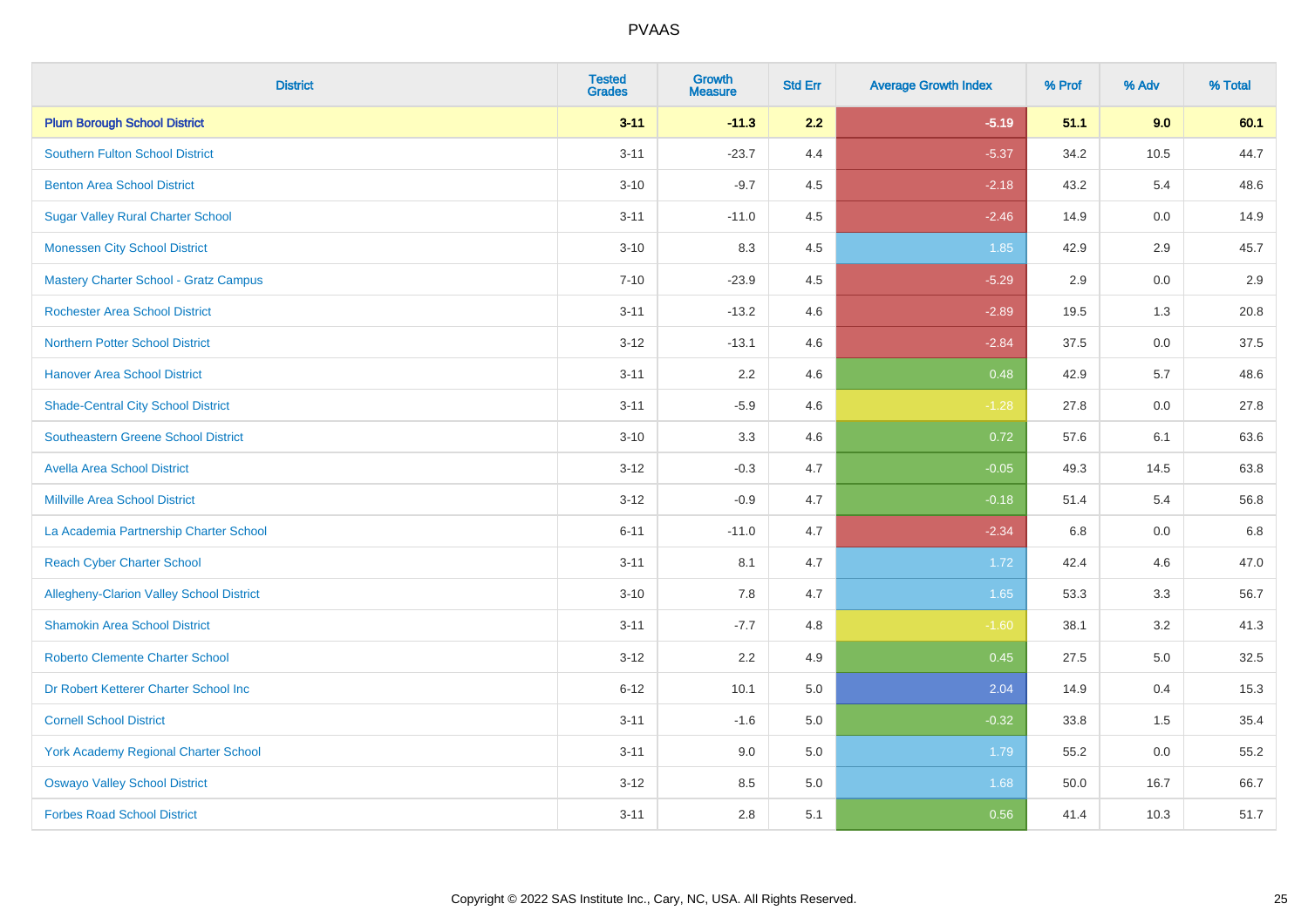| District | Tested Grades | Growth Measure | Std Err | Average Growth Index | % Prof | % Adv | % Total |
|---|---|---|---|---|---|---|---|
| **Plum Borough School District** | **3-11** | **-11.3** | **2.2** | **-5.19** | **51.1** | **9.0** | **60.1** |
| Southern Fulton School District | 3-11 | -23.7 | 4.4 | -5.37 | 34.2 | 10.5 | 44.7 |
| Benton Area School District | 3-10 | -9.7 | 4.5 | -2.18 | 43.2 | 5.4 | 48.6 |
| Sugar Valley Rural Charter School | 3-11 | -11.0 | 4.5 | -2.46 | 14.9 | 0.0 | 14.9 |
| Monessen City School District | 3-10 | 8.3 | 4.5 | 1.85 | 42.9 | 2.9 | 45.7 |
| Mastery Charter School - Gratz Campus | 7-10 | -23.9 | 4.5 | -5.29 | 2.9 | 0.0 | 2.9 |
| Rochester Area School District | 3-11 | -13.2 | 4.6 | -2.89 | 19.5 | 1.3 | 20.8 |
| Northern Potter School District | 3-12 | -13.1 | 4.6 | -2.84 | 37.5 | 0.0 | 37.5 |
| Hanover Area School District | 3-11 | 2.2 | 4.6 | 0.48 | 42.9 | 5.7 | 48.6 |
| Shade-Central City School District | 3-11 | -5.9 | 4.6 | -1.28 | 27.8 | 0.0 | 27.8 |
| Southeastern Greene School District | 3-10 | 3.3 | 4.6 | 0.72 | 57.6 | 6.1 | 63.6 |
| Avella Area School District | 3-12 | -0.3 | 4.7 | -0.05 | 49.3 | 14.5 | 63.8 |
| Millville Area School District | 3-12 | -0.9 | 4.7 | -0.18 | 51.4 | 5.4 | 56.8 |
| La Academia Partnership Charter School | 6-11 | -11.0 | 4.7 | -2.34 | 6.8 | 0.0 | 6.8 |
| Reach Cyber Charter School | 3-11 | 8.1 | 4.7 | 1.72 | 42.4 | 4.6 | 47.0 |
| Allegheny-Clarion Valley School District | 3-10 | 7.8 | 4.7 | 1.65 | 53.3 | 3.3 | 56.7 |
| Shamokin Area School District | 3-11 | -7.7 | 4.8 | -1.60 | 38.1 | 3.2 | 41.3 |
| Roberto Clemente Charter School | 3-12 | 2.2 | 4.9 | 0.45 | 27.5 | 5.0 | 32.5 |
| Dr Robert Ketterer Charter School Inc | 6-12 | 10.1 | 5.0 | 2.04 | 14.9 | 0.4 | 15.3 |
| Cornell School District | 3-11 | -1.6 | 5.0 | -0.32 | 33.8 | 1.5 | 35.4 |
| York Academy Regional Charter School | 3-11 | 9.0 | 5.0 | 1.79 | 55.2 | 0.0 | 55.2 |
| Oswayo Valley School District | 3-12 | 8.5 | 5.0 | 1.68 | 50.0 | 16.7 | 66.7 |
| Forbes Road School District | 3-11 | 2.8 | 5.1 | 0.56 | 41.4 | 10.3 | 51.7 |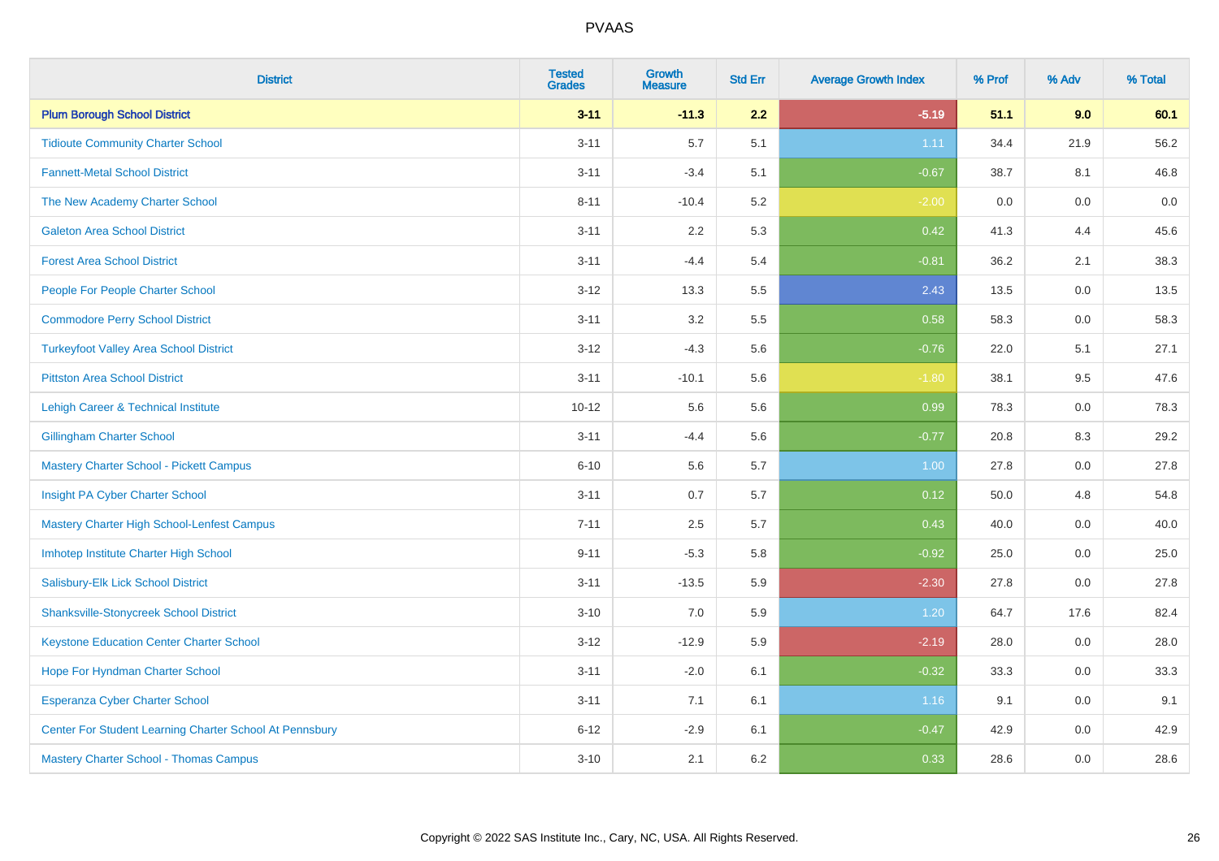# PVAAS

| District | Tested Grades | Growth Measure | Std Err | Average Growth Index | % Prof | % Adv | % Total |
|---|---|---|---|---|---|---|---|
| **Plum Borough School District** | **3-11** | **-11.3** | **2.2** | **-5.19** | **51.1** | **9.0** | **60.1** |
| Tidioute Community Charter School | 3-11 | 5.7 | 5.1 | 1.11 | 34.4 | 21.9 | 56.2 |
| Fannett-Metal School District | 3-11 | -3.4 | 5.1 | -0.67 | 38.7 | 8.1 | 46.8 |
| The New Academy Charter School | 8-11 | -10.4 | 5.2 | -2.00 | 0.0 | 0.0 | 0.0 |
| Galeton Area School District | 3-11 | 2.2 | 5.3 | 0.42 | 41.3 | 4.4 | 45.6 |
| Forest Area School District | 3-11 | -4.4 | 5.4 | -0.81 | 36.2 | 2.1 | 38.3 |
| People For People Charter School | 3-12 | 13.3 | 5.5 | 2.43 | 13.5 | 0.0 | 13.5 |
| Commodore Perry School District | 3-11 | 3.2 | 5.5 | 0.58 | 58.3 | 0.0 | 58.3 |
| Turkeyfoot Valley Area School District | 3-12 | -4.3 | 5.6 | -0.76 | 22.0 | 5.1 | 27.1 |
| Pittston Area School District | 3-11 | -10.1 | 5.6 | -1.80 | 38.1 | 9.5 | 47.6 |
| Lehigh Career & Technical Institute | 10-12 | 5.6 | 5.6 | 0.99 | 78.3 | 0.0 | 78.3 |
| Gillingham Charter School | 3-11 | -4.4 | 5.6 | -0.77 | 20.8 | 8.3 | 29.2 |
| Mastery Charter School - Pickett Campus | 6-10 | 5.6 | 5.7 | 1.00 | 27.8 | 0.0 | 27.8 |
| Insight PA Cyber Charter School | 3-11 | 0.7 | 5.7 | 0.12 | 50.0 | 4.8 | 54.8 |
| Mastery Charter High School-Lenfest Campus | 7-11 | 2.5 | 5.7 | 0.43 | 40.0 | 0.0 | 40.0 |
| Imhotep Institute Charter High School | 9-11 | -5.3 | 5.8 | -0.92 | 25.0 | 0.0 | 25.0 |
| Salisbury-Elk Lick School District | 3-11 | -13.5 | 5.9 | -2.30 | 27.8 | 0.0 | 27.8 |
| Shanksville-Stonycreek School District | 3-10 | 7.0 | 5.9 | 1.20 | 64.7 | 17.6 | 82.4 |
| Keystone Education Center Charter School | 3-12 | -12.9 | 5.9 | -2.19 | 28.0 | 0.0 | 28.0 |
| Hope For Hyndman Charter School | 3-11 | -2.0 | 6.1 | -0.32 | 33.3 | 0.0 | 33.3 |
| Esperanza Cyber Charter School | 3-11 | 7.1 | 6.1 | 1.16 | 9.1 | 0.0 | 9.1 |
| Center For Student Learning Charter School At Pennsbury | 6-12 | -2.9 | 6.1 | -0.47 | 42.9 | 0.0 | 42.9 |
| Mastery Charter School - Thomas Campus | 3-10 | 2.1 | 6.2 | 0.33 | 28.6 | 0.0 | 28.6 |

Copyright © 2022 SAS Institute Inc., Cary, NC, USA. All Rights Reserved.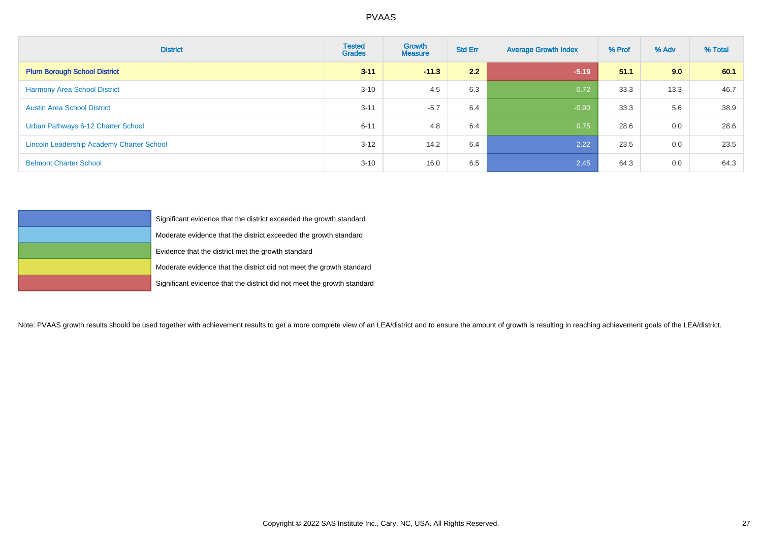PVAAS

| District | Tested Grades | Growth Measure | Std Err | Average Growth Index | % Prof | % Adv | % Total |
|---|---|---|---|---|---|---|---|
| **Plum Borough School District** | **3-11** | **-11.3** | **2.2** | **-5.19** | **51.1** | **9.0** | **60.1** |
| Harmony Area School District | 3-10 | 4.5 | 6.3 | 0.72 | 33.3 | 13.3 | 46.7 |
| Austin Area School District | 3-11 | -5.7 | 6.4 | -0.90 | 33.3 | 5.6 | 38.9 |
| Urban Pathways 6-12 Charter School | 6-11 | 4.8 | 6.4 | 0.75 | 28.6 | 0.0 | 28.6 |
| Lincoln Leadership Academy Charter School | 3-12 | 14.2 | 6.4 | 2.22 | 23.5 | 0.0 | 23.5 |
| Belmont Charter School | 3-10 | 16.0 | 6.5 | 2.45 | 64.3 | 0.0 | 64.3 |

Significant evidence that the district exceeded the growth standard

Moderate evidence that the district exceeded the growth standard

Evidence that the district met the growth standard

Moderate evidence that the district did not meet the growth standard

Significant evidence that the district did not meet the growth standard

Note: PVAAS growth results should be used together with achievement results to get a more complete view of an LEA/district and to ensure the amount of growth is resulting in reaching achievement goals of the LEA/district.

Copyright © 2022 SAS Institute Inc., Cary, NC, USA. All Rights Reserved.